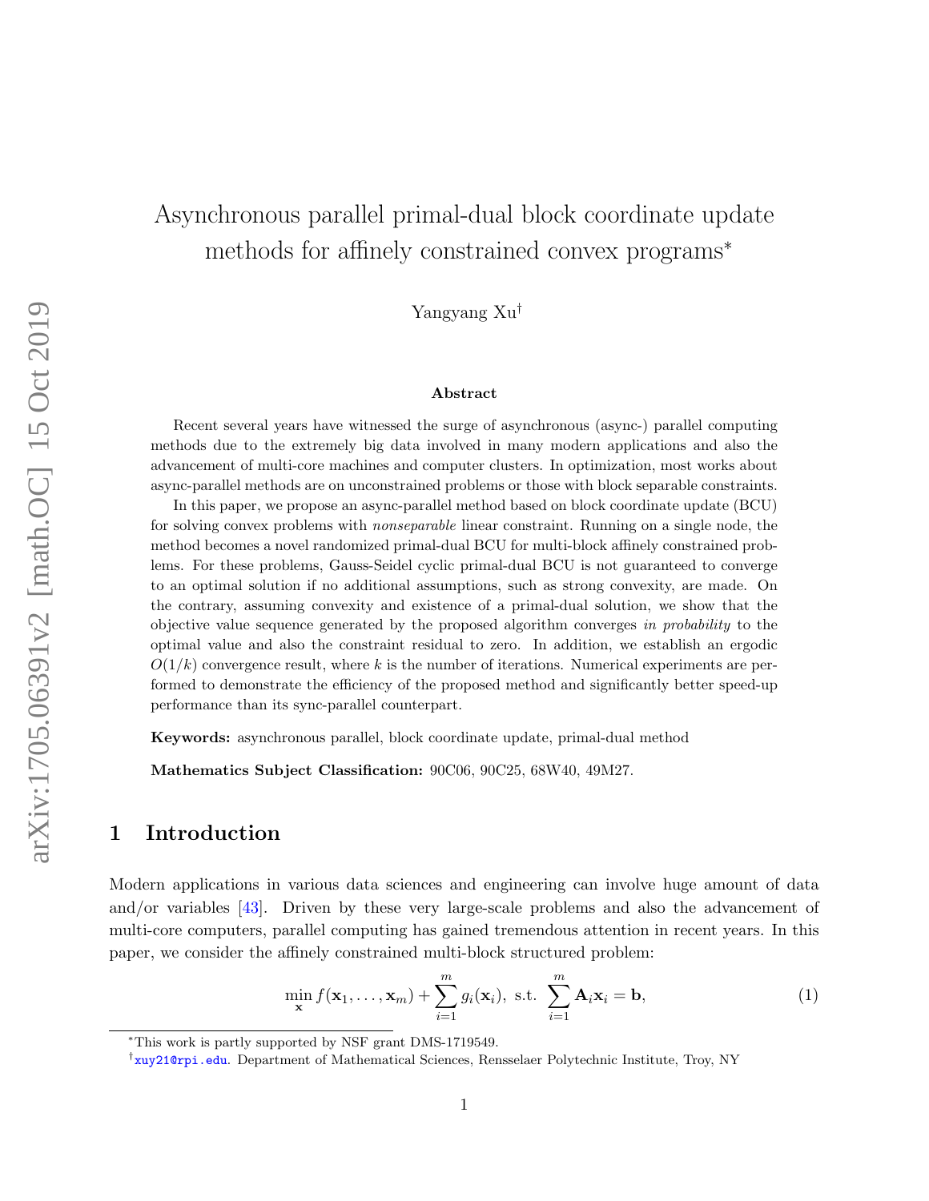# Asynchronous parallel primal-dual block coordinate update methods for affinely constrained convex programs*

Yangyang Xu[†]

### Abstract

Recent several years have witnessed the surge of asynchronous (async-) parallel computing methods due to the extremely big data involved in many modern applications and also the advancement of multi-core machines and computer clusters. In optimization, most works about async-parallel methods are on unconstrained problems or those with block separable constraints.

In this paper, we propose an async-parallel method based on block coordinate update (BCU) for solving convex problems with *nonseparable* linear constraint. Running on a single node, the method becomes a novel randomized primal-dual BCU for multi-block affinely constrained problems. For these problems, Gauss-Seidel cyclic primal-dual BCU is not guaranteed to converge to an optimal solution if no additional assumptions, such as strong convexity, are made. On the contrary, assuming convexity and existence of a primal-dual solution, we show that the objective value sequence generated by the proposed algorithm converges *in probability* to the optimal value and also the constraint residual to zero. In addition, we establish an ergodic $O(1/k)$ convergence result, where $k$ is the number of iterations. Numerical experiments are performed to demonstrate the efficiency of the proposed method and significantly better speed-up performance than its sync-parallel counterpart.

**Keywords:** asynchronous parallel, block coordinate update, primal-dual method

**Mathematics Subject Classification:** 90C06, 90C25, 68W40, 49M27.

## 1 Introduction

Modern applications in various data sciences and engineering can involve huge amount of data and/or variables [43]. Driven by these very large-scale problems and also the advancement of multi-core computers, parallel computing has gained tremendous attention in recent years. In this paper, we consider the affinely constrained multi-block structured problem:

$$\min_{\mathbf{x}} f(\mathbf{x}_1, \ldots, \mathbf{x}_m) + \sum_{i=1}^m g_i(\mathbf{x}_i), \text{ s.t. } \sum_{i=1}^m \mathbf{A}_i \mathbf{x}_i = \mathbf{b}, \tag{1}$$

*This work is partly supported by NSF grant DMS-1719549.

[†]xuy21@rpi.edu. Department of Mathematical Sciences, Rensselaer Polytechnic Institute, Troy, NY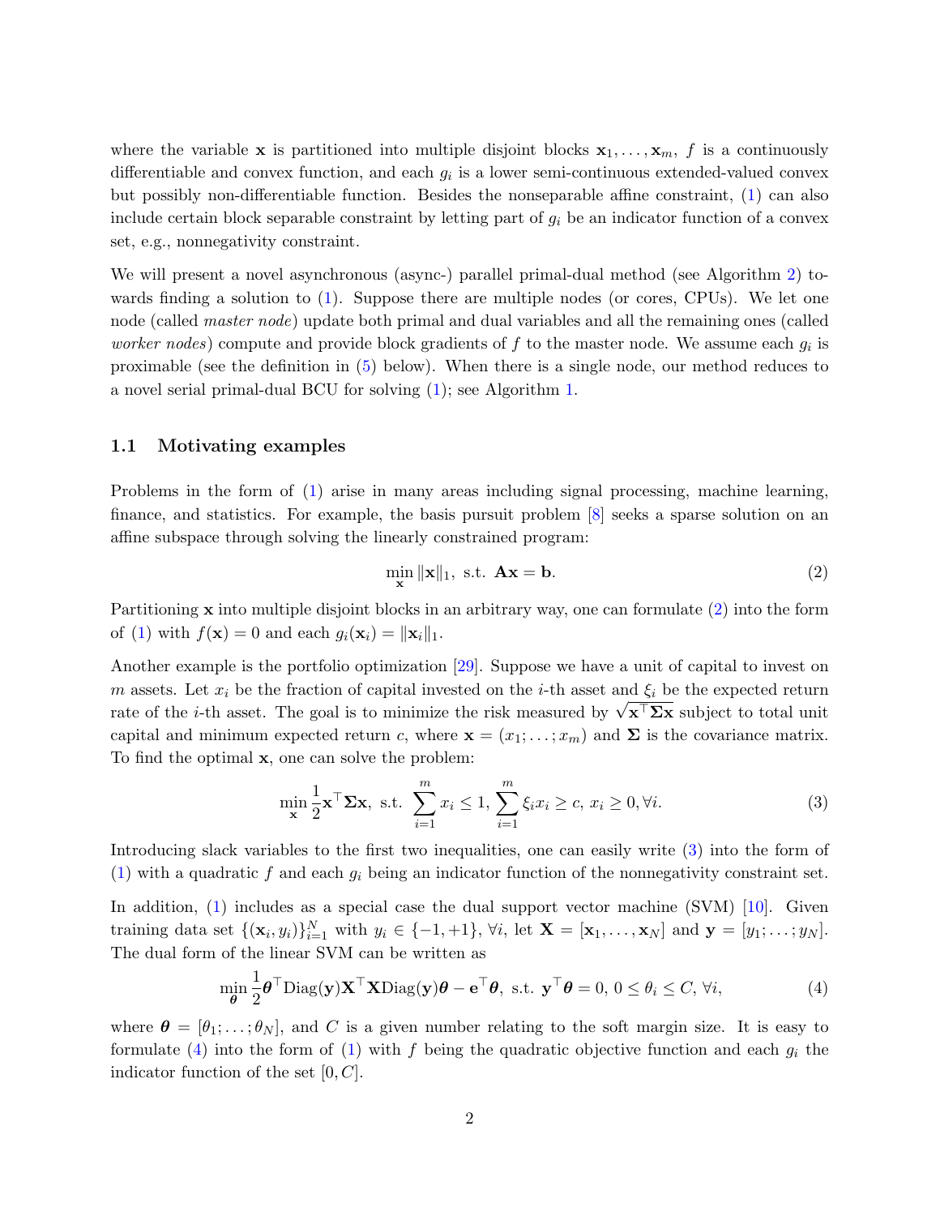where the variable $\mathbf{x}$ is partitioned into multiple disjoint blocks $\mathbf{x}_1, \ldots, \mathbf{x}_m$, $f$ is a continuously differentiable and convex function, and each $g_i$ is a lower semi-continuous extended-valued convex but possibly non-differentiable function. Besides the nonseparable affine constraint, (1) can also include certain block separable constraint by letting part of $g_i$ be an indicator function of a convex set, e.g., nonnegativity constraint.

We will present a novel asynchronous (async-) parallel primal-dual method (see Algorithm 2) towards finding a solution to (1). Suppose there are multiple nodes (or cores, CPUs). We let one node (called *master node*) update both primal and dual variables and all the remaining ones (called *worker nodes*) compute and provide block gradients of $f$ to the master node. We assume each $g_i$ is proximable (see the definition in (5) below). When there is a single node, our method reduces to a novel serial primal-dual BCU for solving (1); see Algorithm 1.

### 1.1 Motivating examples

Problems in the form of (1) arise in many areas including signal processing, machine learning, finance, and statistics. For example, the basis pursuit problem [8] seeks a sparse solution on an affine subspace through solving the linearly constrained program:

$$\min_{\mathbf{x}} \|\mathbf{x}\|_1, \text{ s.t. } \mathbf{A}\mathbf{x} = \mathbf{b}. \tag{2}$$

Partitioning $\mathbf{x}$ into multiple disjoint blocks in an arbitrary way, one can formulate (2) into the form of (1) with $f(\mathbf{x}) = 0$ and each $g_i(\mathbf{x}_i) = \|\mathbf{x}_i\|_1$.

Another example is the portfolio optimization [29]. Suppose we have a unit of capital to invest on $m$ assets. Let $x_i$ be the fraction of capital invested on the $i$-th asset and $\xi_i$ be the expected return rate of the $i$-th asset. The goal is to minimize the risk measured by $\sqrt{\mathbf{x}^\top \mathbf{\Sigma} \mathbf{x}}$ subject to total unit capital and minimum expected return $c$, where $\mathbf{x} = (x_1; \ldots; x_m)$ and $\mathbf{\Sigma}$ is the covariance matrix. To find the optimal $\mathbf{x}$, one can solve the problem:

$$\min_{\mathbf{x}} \frac{1}{2}\mathbf{x}^\top \mathbf{\Sigma} \mathbf{x}, \text{ s.t. } \sum_{i=1}^m x_i \le 1, \sum_{i=1}^m \xi_i x_i \ge c, \; x_i \ge 0, \forall i. \tag{3}$$

Introducing slack variables to the first two inequalities, one can easily write (3) into the form of (1) with a quadratic $f$ and each $g_i$ being an indicator function of the nonnegativity constraint set.

In addition, (1) includes as a special case the dual support vector machine (SVM) [10]. Given training data set $\{(\mathbf{x}_i, y_i)\}_{i=1}^N$ with $y_i \in \{-1, +1\}, \forall i$, let $\mathbf{X} = [\mathbf{x}_1, \ldots, \mathbf{x}_N]$ and $\mathbf{y} = [y_1; \ldots; y_N]$. The dual form of the linear SVM can be written as

$$\min_{\boldsymbol{\theta}} \frac{1}{2}\boldsymbol{\theta}^\top \mathrm{Diag}(\mathbf{y}) \mathbf{X}^\top \mathbf{X} \mathrm{Diag}(\mathbf{y}) \boldsymbol{\theta} - \mathbf{e}^\top \boldsymbol{\theta}, \text{ s.t. } \mathbf{y}^\top \boldsymbol{\theta} = 0, \; 0 \le \theta_i \le C, \forall i, \tag{4}$$

where $\boldsymbol{\theta} = [\theta_1; \ldots; \theta_N]$, and $C$ is a given number relating to the soft margin size. It is easy to formulate (4) into the form of (1) with $f$ being the quadratic objective function and each $g_i$ the indicator function of the set $[0, C]$.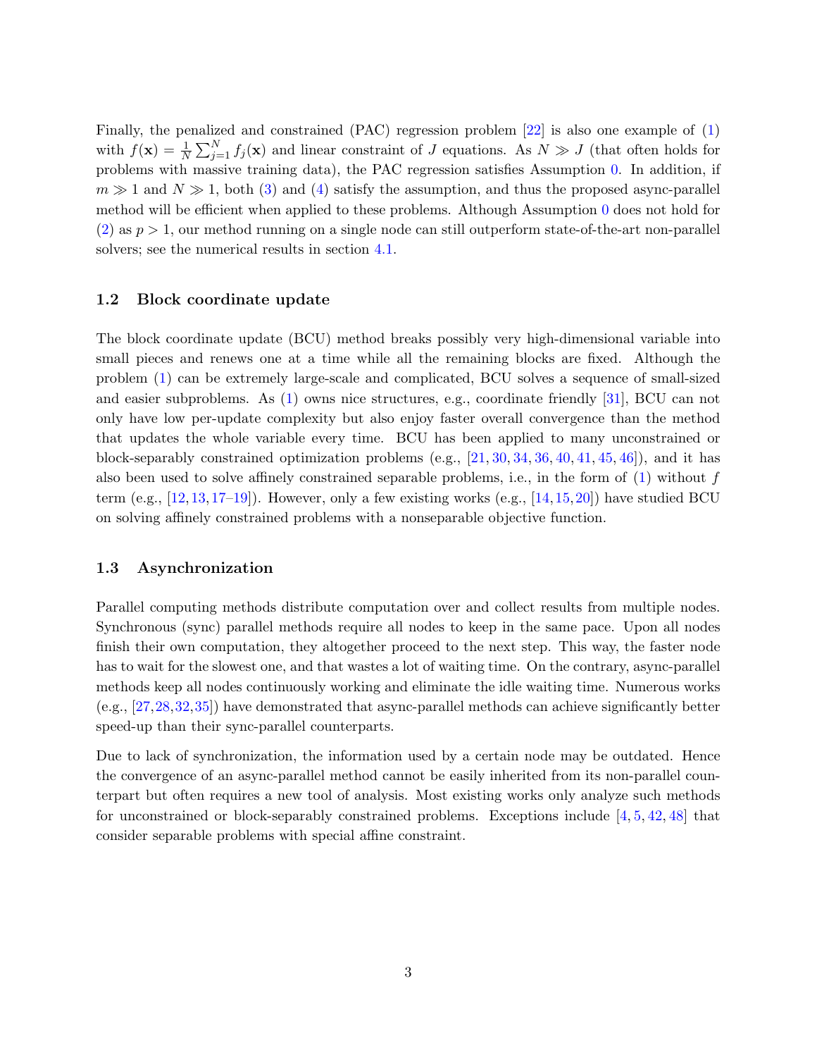Finally, the penalized and constrained (PAC) regression problem [22] is also one example of (1) with $f(\mathbf{x}) = \frac{1}{N}\sum_{j=1}^{N} f_j(\mathbf{x})$ and linear constraint of $J$ equations. As $N \gg J$ (that often holds for problems with massive training data), the PAC regression satisfies Assumption 0. In addition, if $m \gg 1$ and $N \gg 1$, both (3) and (4) satisfy the assumption, and thus the proposed async-parallel method will be efficient when applied to these problems. Although Assumption 0 does not hold for (2) as $p > 1$, our method running on a single node can still outperform state-of-the-art non-parallel solvers; see the numerical results in section 4.1.

### 1.2 Block coordinate update

The block coordinate update (BCU) method breaks possibly very high-dimensional variable into small pieces and renews one at a time while all the remaining blocks are fixed. Although the problem (1) can be extremely large-scale and complicated, BCU solves a sequence of small-sized and easier subproblems. As (1) owns nice structures, e.g., coordinate friendly [31], BCU can not only have low per-update complexity but also enjoy faster overall convergence than the method that updates the whole variable every time. BCU has been applied to many unconstrained or block-separably constrained optimization problems (e.g., [21, 30, 34, 36, 40, 41, 45, 46]), and it has also been used to solve affinely constrained separable problems, i.e., in the form of (1) without $f$ term (e.g., [12, 13, 17–19]). However, only a few existing works (e.g., [14, 15, 20]) have studied BCU on solving affinely constrained problems with a nonseparable objective function.

### 1.3 Asynchronization

Parallel computing methods distribute computation over and collect results from multiple nodes. Synchronous (sync) parallel methods require all nodes to keep in the same pace. Upon all nodes finish their own computation, they altogether proceed to the next step. This way, the faster node has to wait for the slowest one, and that wastes a lot of waiting time. On the contrary, async-parallel methods keep all nodes continuously working and eliminate the idle waiting time. Numerous works (e.g., [27, 28, 32, 35]) have demonstrated that async-parallel methods can achieve significantly better speed-up than their sync-parallel counterparts.

Due to lack of synchronization, the information used by a certain node may be outdated. Hence the convergence of an async-parallel method cannot be easily inherited from its non-parallel counterpart but often requires a new tool of analysis. Most existing works only analyze such methods for unconstrained or block-separably constrained problems. Exceptions include [4, 5, 42, 48] that consider separable problems with special affine constraint.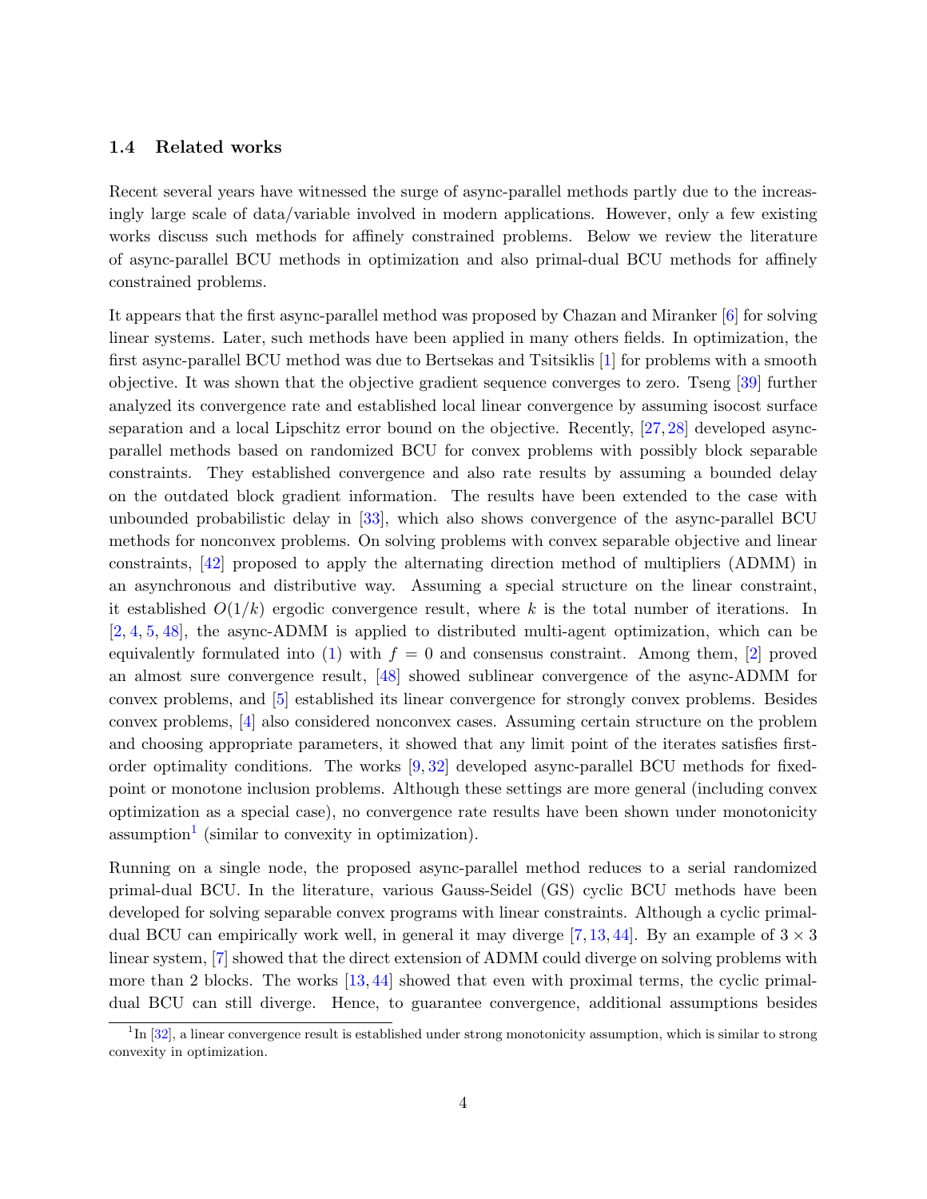### 1.4 Related works

Recent several years have witnessed the surge of async-parallel methods partly due to the increasingly large scale of data/variable involved in modern applications. However, only a few existing works discuss such methods for affinely constrained problems. Below we review the literature of async-parallel BCU methods in optimization and also primal-dual BCU methods for affinely constrained problems.

It appears that the first async-parallel method was proposed by Chazan and Miranker [6] for solving linear systems. Later, such methods have been applied in many others fields. In optimization, the first async-parallel BCU method was due to Bertsekas and Tsitsiklis [1] for problems with a smooth objective. It was shown that the objective gradient sequence converges to zero. Tseng [39] further analyzed its convergence rate and established local linear convergence by assuming isocost surface separation and a local Lipschitz error bound on the objective. Recently, [27, 28] developed async-parallel methods based on randomized BCU for convex problems with possibly block separable constraints. They established convergence and also rate results by assuming a bounded delay on the outdated block gradient information. The results have been extended to the case with unbounded probabilistic delay in [33], which also shows convergence of the async-parallel BCU methods for nonconvex problems. On solving problems with convex separable objective and linear constraints, [42] proposed to apply the alternating direction method of multipliers (ADMM) in an asynchronous and distributive way. Assuming a special structure on the linear constraint, it established $O(1/k)$ ergodic convergence result, where $k$ is the total number of iterations. In [2, 4, 5, 48], the async-ADMM is applied to distributed multi-agent optimization, which can be equivalently formulated into (1) with $f = 0$ and consensus constraint. Among them, [2] proved an almost sure convergence result, [48] showed sublinear convergence of the async-ADMM for convex problems, and [5] established its linear convergence for strongly convex problems. Besides convex problems, [4] also considered nonconvex cases. Assuming certain structure on the problem and choosing appropriate parameters, it showed that any limit point of the iterates satisfies first-order optimality conditions. The works [9, 32] developed async-parallel BCU methods for fixed-point or monotone inclusion problems. Although these settings are more general (including convex optimization as a special case), no convergence rate results have been shown under monotonicity assumption[1] (similar to convexity in optimization).

Running on a single node, the proposed async-parallel method reduces to a serial randomized primal-dual BCU. In the literature, various Gauss-Seidel (GS) cyclic BCU methods have been developed for solving separable convex programs with linear constraints. Although a cyclic primal-dual BCU can empirically work well, in general it may diverge [7, 13, 44]. By an example of $3 \times 3$ linear system, [7] showed that the direct extension of ADMM could diverge on solving problems with more than 2 blocks. The works [13, 44] showed that even with proximal terms, the cyclic primal-dual BCU can still diverge. Hence, to guarantee convergence, additional assumptions besides

[1] In [32], a linear convergence result is established under strong monotonicity assumption, which is similar to strong convexity in optimization.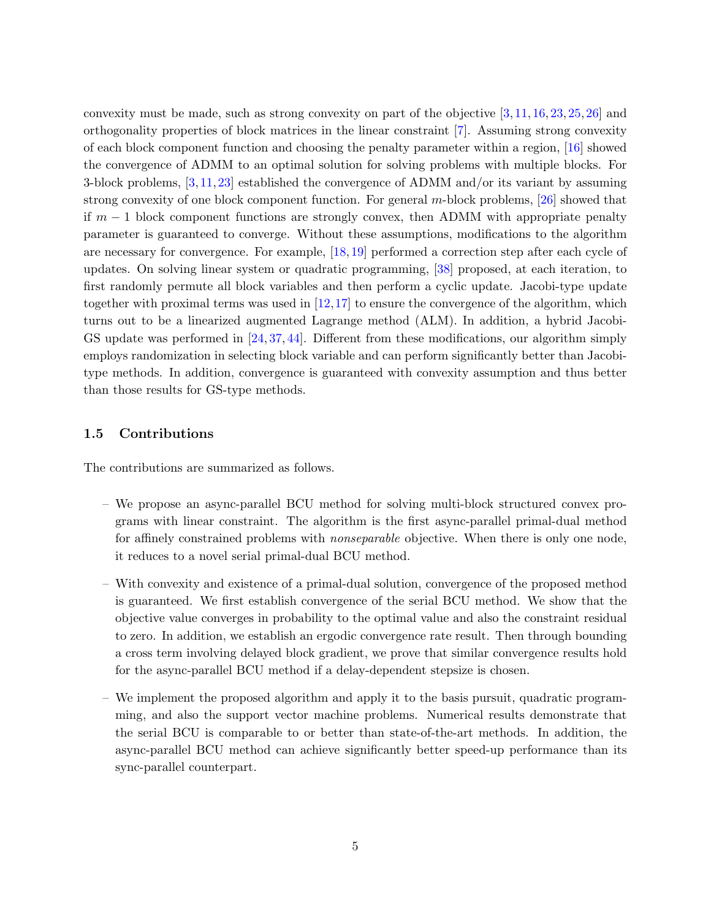convexity must be made, such as strong convexity on part of the objective [3, 11, 16, 23, 25, 26] and orthogonality properties of block matrices in the linear constraint [7]. Assuming strong convexity of each block component function and choosing the penalty parameter within a region, [16] showed the convergence of ADMM to an optimal solution for solving problems with multiple blocks. For 3-block problems, [3, 11, 23] established the convergence of ADMM and/or its variant by assuming strong convexity of one block component function. For general $m$-block problems, [26] showed that if $m-1$ block component functions are strongly convex, then ADMM with appropriate penalty parameter is guaranteed to converge. Without these assumptions, modifications to the algorithm are necessary for convergence. For example, [18, 19] performed a correction step after each cycle of updates. On solving linear system or quadratic programming, [38] proposed, at each iteration, to first randomly permute all block variables and then perform a cyclic update. Jacobi-type update together with proximal terms was used in [12, 17] to ensure the convergence of the algorithm, which turns out to be a linearized augmented Lagrange method (ALM). In addition, a hybrid Jacobi-GS update was performed in [24, 37, 44]. Different from these modifications, our algorithm simply employs randomization in selecting block variable and can perform significantly better than Jacobi-type methods. In addition, convergence is guaranteed with convexity assumption and thus better than those results for GS-type methods.

### 1.5 Contributions

The contributions are summarized as follows.

– We propose an async-parallel BCU method for solving multi-block structured convex programs with linear constraint. The algorithm is the first async-parallel primal-dual method for affinely constrained problems with *nonseparable* objective. When there is only one node, it reduces to a novel serial primal-dual BCU method.

– With convexity and existence of a primal-dual solution, convergence of the proposed method is guaranteed. We first establish convergence of the serial BCU method. We show that the objective value converges in probability to the optimal value and also the constraint residual to zero. In addition, we establish an ergodic convergence rate result. Then through bounding a cross term involving delayed block gradient, we prove that similar convergence results hold for the async-parallel BCU method if a delay-dependent stepsize is chosen.

– We implement the proposed algorithm and apply it to the basis pursuit, quadratic programming, and also the support vector machine problems. Numerical results demonstrate that the serial BCU is comparable to or better than state-of-the-art methods. In addition, the async-parallel BCU method can achieve significantly better speed-up performance than its sync-parallel counterpart.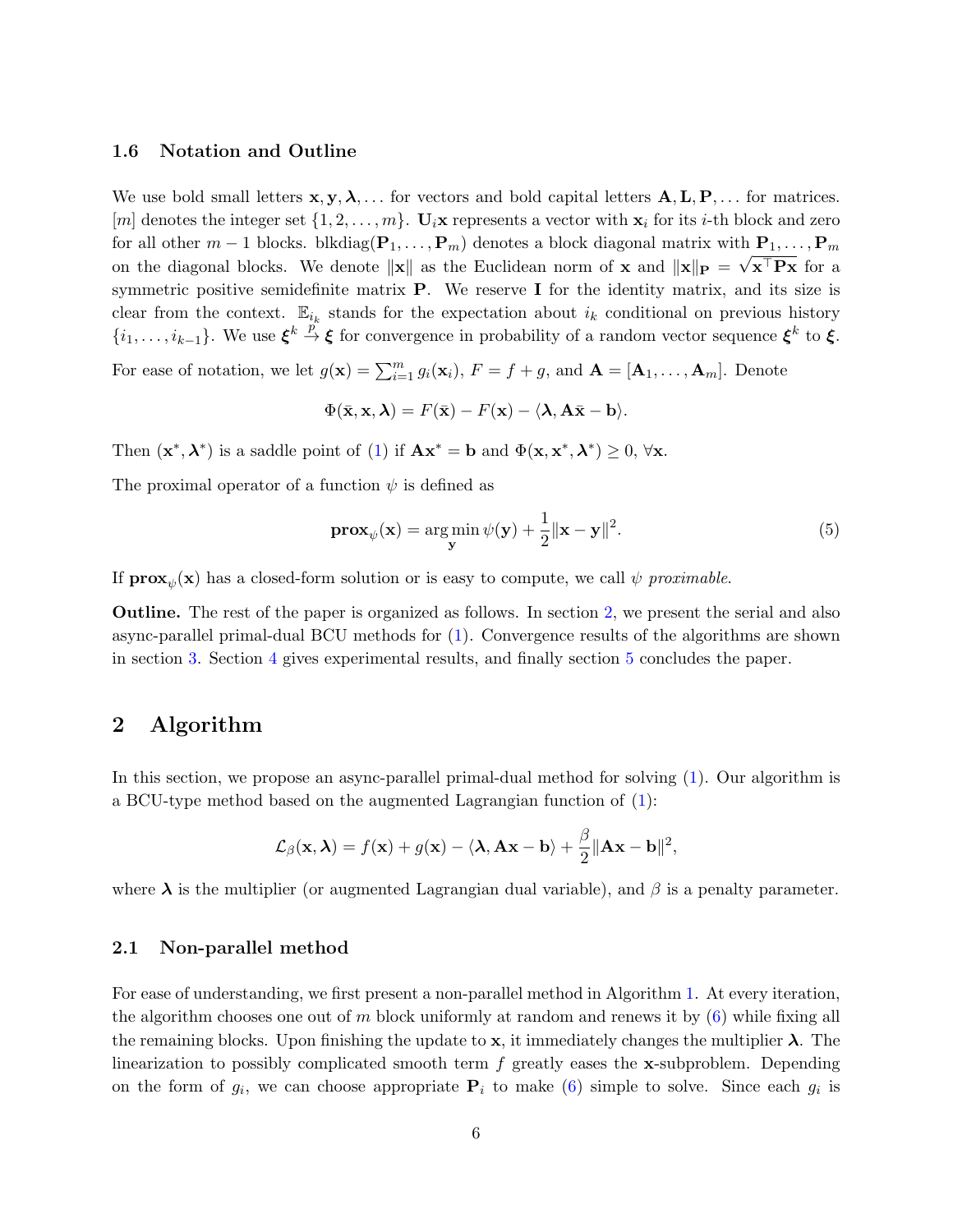### 1.6 Notation and Outline

We use bold small letters $\mathbf{x}, \mathbf{y}, \boldsymbol{\lambda}, \ldots$ for vectors and bold capital letters $\mathbf{A}, \mathbf{L}, \mathbf{P}, \ldots$ for matrices. $[m]$ denotes the integer set $\{1, 2, \ldots, m\}$. $\mathbf{U}_i\mathbf{x}$ represents a vector with $\mathbf{x}_i$ for its $i$-th block and zero for all other $m-1$ blocks. $\text{blkdiag}(\mathbf{P}_1, \ldots, \mathbf{P}_m)$ denotes a block diagonal matrix with $\mathbf{P}_1, \ldots, \mathbf{P}_m$ on the diagonal blocks. We denote $\|\mathbf{x}\|$ as the Euclidean norm of $\mathbf{x}$ and $\|\mathbf{x}\|_{\mathbf{P}} = \sqrt{\mathbf{x}^\top \mathbf{P}\mathbf{x}}$ for a symmetric positive semidefinite matrix $\mathbf{P}$. We reserve $\mathbf{I}$ for the identity matrix, and its size is clear from the context. $\mathbb{E}_{i_k}$ stands for the expectation about $i_k$ conditional on previous history $\{i_1, \ldots, i_{k-1}\}$. We use $\boldsymbol{\xi}^k \overset{p}{\to} \boldsymbol{\xi}$ for convergence in probability of a random vector sequence $\boldsymbol{\xi}^k$ to $\boldsymbol{\xi}$.

For ease of notation, we let $g(\mathbf{x}) = \sum_{i=1}^m g_i(\mathbf{x}_i)$, $F = f + g$, and $\mathbf{A} = [\mathbf{A}_1, \ldots, \mathbf{A}_m]$. Denote

$$\Phi(\bar{\mathbf{x}}, \mathbf{x}, \boldsymbol{\lambda}) = F(\bar{\mathbf{x}}) - F(\mathbf{x}) - \langle \boldsymbol{\lambda}, \mathbf{A}\bar{\mathbf{x}} - \mathbf{b}\rangle.$$

Then $(\mathbf{x}^*, \boldsymbol{\lambda}^*)$ is a saddle point of (1) if $\mathbf{A}\mathbf{x}^* = \mathbf{b}$ and $\Phi(\mathbf{x}, \mathbf{x}^*, \boldsymbol{\lambda}^*) \geq 0, \forall \mathbf{x}$.

The proximal operator of a function $\psi$ is defined as

$$\mathbf{prox}_\psi(\mathbf{x}) = \arg\min_{\mathbf{y}} \psi(\mathbf{y}) + \frac{1}{2}\|\mathbf{x} - \mathbf{y}\|^2. \tag{5}$$

If $\mathbf{prox}_\psi(\mathbf{x})$ has a closed-form solution or is easy to compute, we call $\psi$ *proximable*.

**Outline.** The rest of the paper is organized as follows. In section 2, we present the serial and also async-parallel primal-dual BCU methods for (1). Convergence results of the algorithms are shown in section 3. Section 4 gives experimental results, and finally section 5 concludes the paper.

## 2 Algorithm

In this section, we propose an async-parallel primal-dual method for solving (1). Our algorithm is a BCU-type method based on the augmented Lagrangian function of (1):

$$\mathcal{L}_\beta(\mathbf{x}, \boldsymbol{\lambda}) = f(\mathbf{x}) + g(\mathbf{x}) - \langle \boldsymbol{\lambda}, \mathbf{A}\mathbf{x} - \mathbf{b}\rangle + \frac{\beta}{2}\|\mathbf{A}\mathbf{x} - \mathbf{b}\|^2,$$

where $\boldsymbol{\lambda}$ is the multiplier (or augmented Lagrangian dual variable), and $\beta$ is a penalty parameter.

### 2.1 Non-parallel method

For ease of understanding, we first present a non-parallel method in Algorithm 1. At every iteration, the algorithm chooses one out of $m$ block uniformly at random and renews it by (6) while fixing all the remaining blocks. Upon finishing the update to $\mathbf{x}$, it immediately changes the multiplier $\boldsymbol{\lambda}$. The linearization to possibly complicated smooth term $f$ greatly eases the $\mathbf{x}$-subproblem. Depending on the form of $g_i$, we can choose appropriate $\mathbf{P}_i$ to make (6) simple to solve. Since each $g_i$ is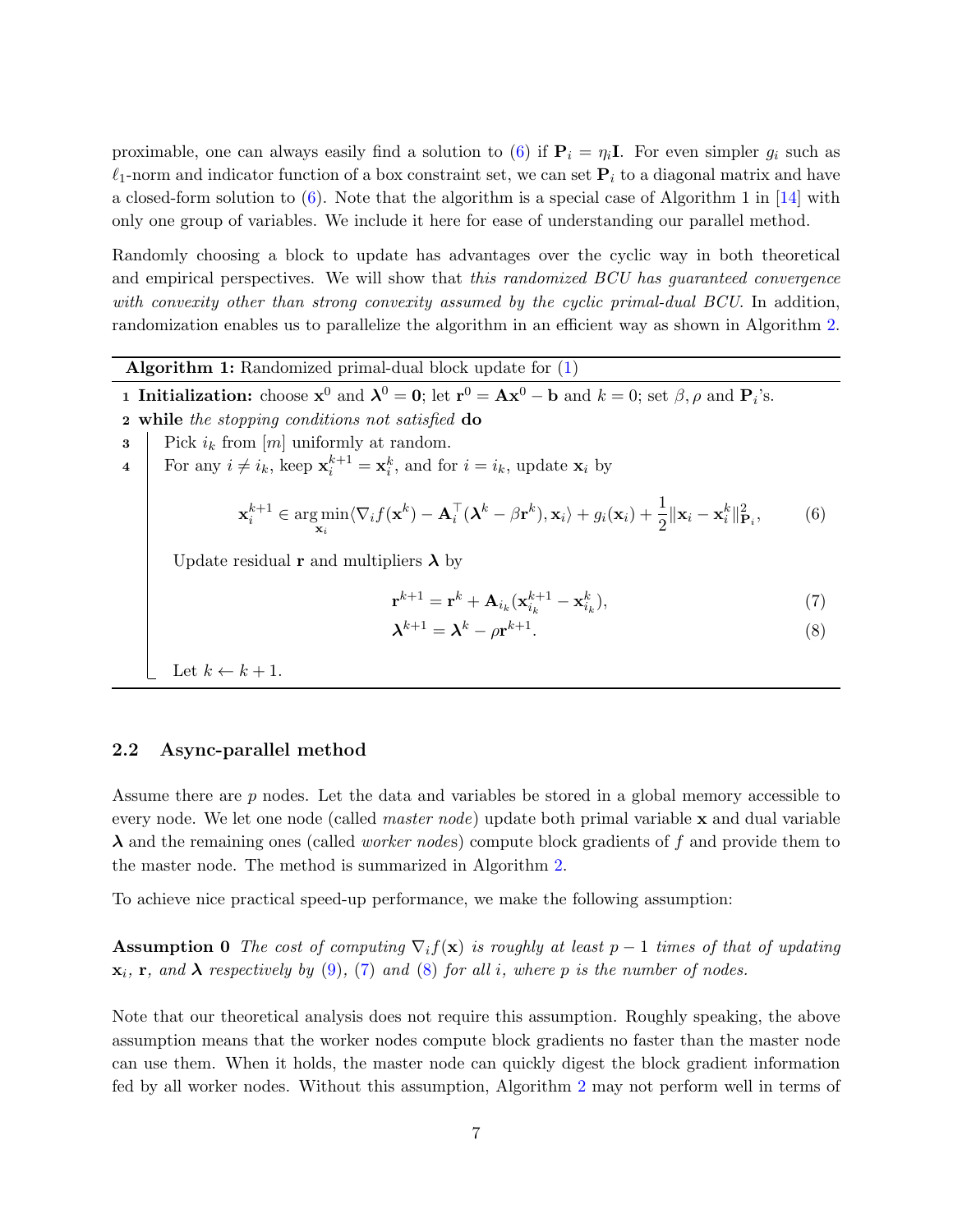proximable, one can always easily find a solution to (6) if $\mathbf{P}_i = \eta_i \mathbf{I}$. For even simpler $g_i$ such as $\ell_1$-norm and indicator function of a box constraint set, we can set $\mathbf{P}_i$ to a diagonal matrix and have a closed-form solution to (6). Note that the algorithm is a special case of Algorithm 1 in [14] with only one group of variables. We include it here for ease of understanding our parallel method.

Randomly choosing a block to update has advantages over the cyclic way in both theoretical and empirical perspectives. We will show that *this randomized BCU has guaranteed convergence with convexity other than strong convexity assumed by the cyclic primal-dual BCU*. In addition, randomization enables us to parallelize the algorithm in an efficient way as shown in Algorithm 2.

---

**Algorithm 1:** Randomized primal-dual block update for (1)

1 **Initialization:** choose $\mathbf{x}^0$ and $\boldsymbol{\lambda}^0 = \mathbf{0}$; let $\mathbf{r}^0 = \mathbf{A}\mathbf{x}^0 - \mathbf{b}$ and $k = 0$; set $\beta, \rho$ and $\mathbf{P}_i$'s.

2 **while** *the stopping conditions not satisfied* **do**

3 Pick $i_k$ from $[m]$ uniformly at random.

4 For any $i \neq i_k$, keep $\mathbf{x}_i^{k+1} = \mathbf{x}_i^k$, and for $i = i_k$, update $\mathbf{x}_i$ by

$$\mathbf{x}_i^{k+1} \in \arg\min_{\mathbf{x}_i} \langle \nabla_i f(\mathbf{x}^k) - \mathbf{A}_i^\top (\boldsymbol{\lambda}^k - \beta \mathbf{r}^k), \mathbf{x}_i \rangle + g_i(\mathbf{x}_i) + \frac{1}{2}\|\mathbf{x}_i - \mathbf{x}_i^k\|_{\mathbf{P}_i}^2, \tag{6}$$

Update residual $\mathbf{r}$ and multipliers $\boldsymbol{\lambda}$ by

$$\mathbf{r}^{k+1} = \mathbf{r}^k + \mathbf{A}_{i_k}(\mathbf{x}_{i_k}^{k+1} - \mathbf{x}_{i_k}^k), \tag{7}$$

$$\boldsymbol{\lambda}^{k+1} = \boldsymbol{\lambda}^k - \rho \mathbf{r}^{k+1}. \tag{8}$$

Let $k \leftarrow k + 1$.

---

## 2.2 Async-parallel method

Assume there are $p$ nodes. Let the data and variables be stored in a global memory accessible to every node. We let one node (called *master node*) update both primal variable $\mathbf{x}$ and dual variable $\boldsymbol{\lambda}$ and the remaining ones (called *worker nodes*) compute block gradients of $f$ and provide them to the master node. The method is summarized in Algorithm 2.

To achieve nice practical speed-up performance, we make the following assumption:

**Assumption 0** *The cost of computing $\nabla_i f(\mathbf{x})$ is roughly at least $p-1$ times of that of updating $\mathbf{x}_i$, $\mathbf{r}$, and $\boldsymbol{\lambda}$ respectively by (9), (7) and (8) for all $i$, where $p$ is the number of nodes.*

Note that our theoretical analysis does not require this assumption. Roughly speaking, the above assumption means that the worker nodes compute block gradients no faster than the master node can use them. When it holds, the master node can quickly digest the block gradient information fed by all worker nodes. Without this assumption, Algorithm 2 may not perform well in terms of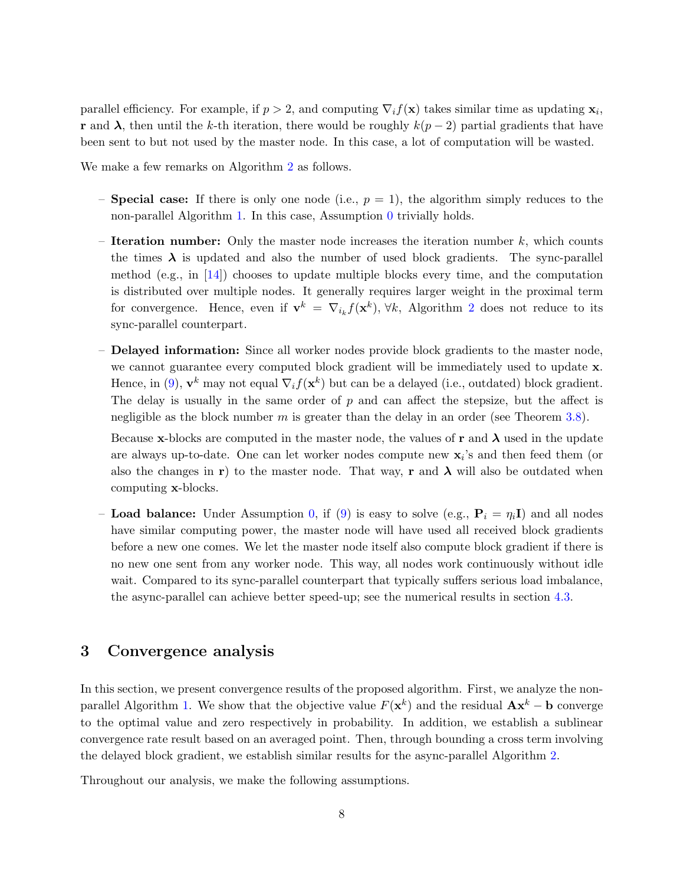parallel efficiency. For example, if $p > 2$, and computing $\nabla_i f(\mathbf{x})$ takes similar time as updating $\mathbf{x}_i$, $\mathbf{r}$ and $\boldsymbol{\lambda}$, then until the $k$-th iteration, there would be roughly $k(p-2)$ partial gradients that have been sent to but not used by the master node. In this case, a lot of computation will be wasted.

We make a few remarks on Algorithm 2 as follows.

- **Special case:** If there is only one node (i.e., $p = 1$), the algorithm simply reduces to the non-parallel Algorithm 1. In this case, Assumption 0 trivially holds.
- **Iteration number:** Only the master node increases the iteration number $k$, which counts the times $\boldsymbol{\lambda}$ is updated and also the number of used block gradients. The sync-parallel method (e.g., in [14]) chooses to update multiple blocks every time, and the computation is distributed over multiple nodes. It generally requires larger weight in the proximal term for convergence. Hence, even if $\mathbf{v}^k = \nabla_{i_k} f(\mathbf{x}^k), \forall k$, Algorithm 2 does not reduce to its sync-parallel counterpart.
- **Delayed information:** Since all worker nodes provide block gradients to the master node, we cannot guarantee every computed block gradient will be immediately used to update $\mathbf{x}$. Hence, in (9), $\mathbf{v}^k$ may not equal $\nabla_i f(\mathbf{x}^k)$ but can be a delayed (i.e., outdated) block gradient. The delay is usually in the same order of $p$ and can affect the stepsize, but the affect is negligible as the block number $m$ is greater than the delay in an order (see Theorem 3.8).

  Because $\mathbf{x}$-blocks are computed in the master node, the values of $\mathbf{r}$ and $\boldsymbol{\lambda}$ used in the update are always up-to-date. One can let worker nodes compute new $\mathbf{x}_i$'s and then feed them (or also the changes in $\mathbf{r}$) to the master node. That way, $\mathbf{r}$ and $\boldsymbol{\lambda}$ will also be outdated when computing $\mathbf{x}$-blocks.
- **Load balance:** Under Assumption 0, if (9) is easy to solve (e.g., $\mathbf{P}_i = \eta_i \mathbf{I}$) and all nodes have similar computing power, the master node will have used all received block gradients before a new one comes. We let the master node itself also compute block gradient if there is no new one sent from any worker node. This way, all nodes work continuously without idle wait. Compared to its sync-parallel counterpart that typically suffers serious load imbalance, the async-parallel can achieve better speed-up; see the numerical results in section 4.3.

## 3 Convergence analysis

In this section, we present convergence results of the proposed algorithm. First, we analyze the non-parallel Algorithm 1. We show that the objective value $F(\mathbf{x}^k)$ and the residual $\mathbf{A}\mathbf{x}^k - \mathbf{b}$ converge to the optimal value and zero respectively in probability. In addition, we establish a sublinear convergence rate result based on an averaged point. Then, through bounding a cross term involving the delayed block gradient, we establish similar results for the async-parallel Algorithm 2.

Throughout our analysis, we make the following assumptions.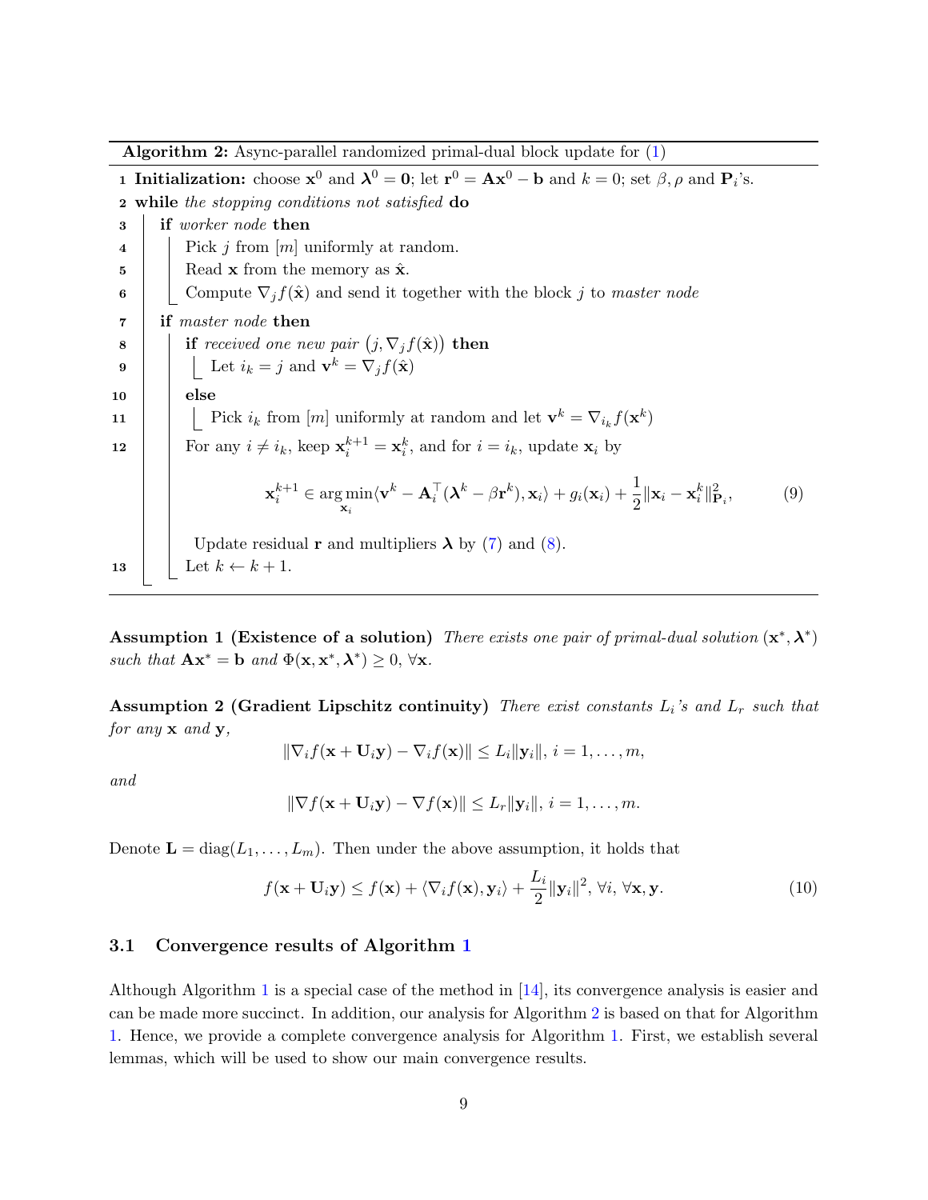**Algorithm 2:** Async-parallel randomized primal-dual block update for (1)

```
1  Initialization: choose x^0 and λ^0 = 0; let r^0 = Ax^0 − b and k = 0; set β, ρ and P_i's.
2  while the stopping conditions not satisfied do
3      if worker node then
4          Pick j from [m] uniformly at random.
5          Read x from the memory as x̂.
6          Compute ∇_j f(x̂) and send it together with the block j to master node
7      if master node then
8          if received one new pair (j, ∇_j f(x̂)) then
9              Let i_k = j and v^k = ∇_j f(x̂)
10         else
11             Pick i_k from [m] uniformly at random and let v^k = ∇_{i_k} f(x^k)
12         For any i ≠ i_k, keep x_i^{k+1} = x_i^k, and for i = i_k, update x_i by
               (9)
           Update residual r and multipliers λ by (7) and (8).
13         Let k ← k + 1.
```

$$\mathbf{x}_i^{k+1} \in \operatorname*{arg\,min}_{\mathbf{x}_i} \langle \mathbf{v}^k - \mathbf{A}_i^\top(\boldsymbol{\lambda}^k - \beta \mathbf{r}^k), \mathbf{x}_i \rangle + g_i(\mathbf{x}_i) + \frac{1}{2}\|\mathbf{x}_i - \mathbf{x}_i^k\|_{\mathbf{P}_i}^2, \tag{9}$$

**Assumption 1 (Existence of a solution)** *There exists one pair of primal-dual solution $(\mathbf{x}^*, \boldsymbol{\lambda}^*)$ such that $\mathbf{A}\mathbf{x}^* = \mathbf{b}$ and $\Phi(\mathbf{x}, \mathbf{x}^*, \boldsymbol{\lambda}^*) \geq 0$, $\forall \mathbf{x}$.*

**Assumption 2 (Gradient Lipschitz continuity)** *There exist constants $L_i$'s and $L_r$ such that for any $\mathbf{x}$ and $\mathbf{y}$,*

$$\|\nabla_i f(\mathbf{x} + \mathbf{U}_i \mathbf{y}) - \nabla_i f(\mathbf{x})\| \leq L_i \|\mathbf{y}_i\|, \; i = 1, \ldots, m,$$

*and*

$$\|\nabla f(\mathbf{x} + \mathbf{U}_i \mathbf{y}) - \nabla f(\mathbf{x})\| \leq L_r \|\mathbf{y}_i\|, \; i = 1, \ldots, m.$$

Denote $\mathbf{L} = \operatorname{diag}(L_1, \ldots, L_m)$. Then under the above assumption, it holds that

$$f(\mathbf{x} + \mathbf{U}_i \mathbf{y}) \leq f(\mathbf{x}) + \langle \nabla_i f(\mathbf{x}), \mathbf{y}_i \rangle + \frac{L_i}{2}\|\mathbf{y}_i\|^2, \; \forall i, \; \forall \mathbf{x}, \mathbf{y}. \tag{10}$$

### 3.1 Convergence results of Algorithm 1

Although Algorithm 1 is a special case of the method in [14], its convergence analysis is easier and can be made more succinct. In addition, our analysis for Algorithm 2 is based on that for Algorithm 1. Hence, we provide a complete convergence analysis for Algorithm 1. First, we establish several lemmas, which will be used to show our main convergence results.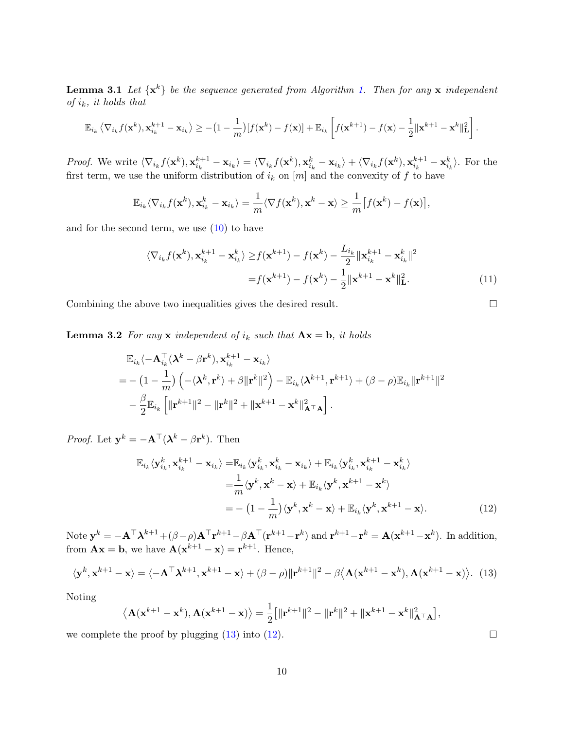**Lemma 3.1** *Let $\{\mathbf{x}^k\}$ be the sequence generated from Algorithm 1. Then for any $\mathbf{x}$ independent of $i_k$, it holds that*

$$\mathbb{E}_{i_k}\langle \nabla_{i_k} f(\mathbf{x}^k), \mathbf{x}_{i_k}^{k+1} - \mathbf{x}_{i_k}\rangle \geq -\big(1-\frac{1}{m}\big)[f(\mathbf{x}^k) - f(\mathbf{x})] + \mathbb{E}_{i_k}\left[f(\mathbf{x}^{k+1}) - f(\mathbf{x}) - \frac{1}{2}\|\mathbf{x}^{k+1} - \mathbf{x}^k\|_{\mathbf{L}}^2\right].$$

*Proof.* We write $\langle \nabla_{i_k} f(\mathbf{x}^k), \mathbf{x}_{i_k}^{k+1} - \mathbf{x}_{i_k}\rangle = \langle \nabla_{i_k} f(\mathbf{x}^k), \mathbf{x}_{i_k}^{k} - \mathbf{x}_{i_k}\rangle + \langle \nabla_{i_k} f(\mathbf{x}^k), \mathbf{x}_{i_k}^{k+1} - \mathbf{x}_{i_k}^k\rangle$. For the first term, we use the uniform distribution of $i_k$ on $[m]$ and the convexity of $f$ to have

$$\mathbb{E}_{i_k}\langle \nabla_{i_k} f(\mathbf{x}^k), \mathbf{x}_{i_k}^{k} - \mathbf{x}_{i_k}\rangle = \frac{1}{m}\langle \nabla f(\mathbf{x}^k), \mathbf{x}^k - \mathbf{x}\rangle \geq \frac{1}{m}\big[f(\mathbf{x}^k) - f(\mathbf{x})\big],$$

and for the second term, we use (10) to have

$$\begin{aligned}\langle \nabla_{i_k} f(\mathbf{x}^k), \mathbf{x}_{i_k}^{k+1} - \mathbf{x}_{i_k}^k\rangle \geq & f(\mathbf{x}^{k+1}) - f(\mathbf{x}^k) - \frac{L_{i_k}}{2}\|\mathbf{x}_{i_k}^{k+1} - \mathbf{x}_{i_k}^k\|^2 \\ = & f(\mathbf{x}^{k+1}) - f(\mathbf{x}^k) - \frac{1}{2}\|\mathbf{x}^{k+1} - \mathbf{x}^k\|_{\mathbf{L}}^2. \end{aligned} \tag{11}$$

Combining the above two inequalities gives the desired result. □

**Lemma 3.2** *For any $\mathbf{x}$ independent of $i_k$ such that $\mathbf{A}\mathbf{x} = \mathbf{b}$, it holds*

$$\begin{aligned}&\mathbb{E}_{i_k}\langle -\mathbf{A}_{i_k}^\top(\boldsymbol{\lambda}^k - \beta\mathbf{r}^k), \mathbf{x}_{i_k}^{k+1} - \mathbf{x}_{i_k}\rangle \\ =& -\big(1-\frac{1}{m}\big)\Big(-\langle \boldsymbol{\lambda}^k, \mathbf{r}^k\rangle + \beta\|\mathbf{r}^k\|^2\Big) - \mathbb{E}_{i_k}\langle \boldsymbol{\lambda}^{k+1}, \mathbf{r}^{k+1}\rangle + (\beta - \rho)\mathbb{E}_{i_k}\|\mathbf{r}^{k+1}\|^2 \\ &- \frac{\beta}{2}\mathbb{E}_{i_k}\left[\|\mathbf{r}^{k+1}\|^2 - \|\mathbf{r}^k\|^2 + \|\mathbf{x}^{k+1} - \mathbf{x}^k\|_{\mathbf{A}^\top\mathbf{A}}^2\right].\end{aligned}$$

*Proof.* Let $\mathbf{y}^k = -\mathbf{A}^\top(\boldsymbol{\lambda}^k - \beta\mathbf{r}^k)$. Then

$$\begin{aligned}\mathbb{E}_{i_k}\langle \mathbf{y}_{i_k}^k, \mathbf{x}_{i_k}^{k+1} - \mathbf{x}_{i_k}\rangle =& \mathbb{E}_{i_k}\langle \mathbf{y}_{i_k}^k, \mathbf{x}_{i_k}^{k} - \mathbf{x}_{i_k}\rangle + \mathbb{E}_{i_k}\langle \mathbf{y}_{i_k}^k, \mathbf{x}_{i_k}^{k+1} - \mathbf{x}_{i_k}^k\rangle \\ =& \frac{1}{m}\langle \mathbf{y}^k, \mathbf{x}^k - \mathbf{x}\rangle + \mathbb{E}_{i_k}\langle \mathbf{y}^k, \mathbf{x}^{k+1} - \mathbf{x}^k\rangle \\ =& -\big(1-\frac{1}{m}\big)\langle \mathbf{y}^k, \mathbf{x}^k - \mathbf{x}\rangle + \mathbb{E}_{i_k}\langle \mathbf{y}^k, \mathbf{x}^{k+1} - \mathbf{x}\rangle. \end{aligned} \tag{12}$$

Note $\mathbf{y}^k = -\mathbf{A}^\top\boldsymbol{\lambda}^{k+1} + (\beta-\rho)\mathbf{A}^\top\mathbf{r}^{k+1} - \beta\mathbf{A}^\top(\mathbf{r}^{k+1} - \mathbf{r}^k)$ and $\mathbf{r}^{k+1} - \mathbf{r}^k = \mathbf{A}(\mathbf{x}^{k+1} - \mathbf{x}^k)$. In addition, from $\mathbf{A}\mathbf{x} = \mathbf{b}$, we have $\mathbf{A}(\mathbf{x}^{k+1} - \mathbf{x}) = \mathbf{r}^{k+1}$. Hence,

$$\langle \mathbf{y}^k, \mathbf{x}^{k+1} - \mathbf{x}\rangle = \langle -\mathbf{A}^\top\boldsymbol{\lambda}^{k+1}, \mathbf{x}^{k+1} - \mathbf{x}\rangle + (\beta - \rho)\|\mathbf{r}^{k+1}\|^2 - \beta\big\langle \mathbf{A}(\mathbf{x}^{k+1} - \mathbf{x}^k), \mathbf{A}(\mathbf{x}^{k+1} - \mathbf{x})\big\rangle. \tag{13}$$

Noting

$$\big\langle \mathbf{A}(\mathbf{x}^{k+1} - \mathbf{x}^k), \mathbf{A}(\mathbf{x}^{k+1} - \mathbf{x})\big\rangle = \frac{1}{2}\big[\|\mathbf{r}^{k+1}\|^2 - \|\mathbf{r}^k\|^2 + \|\mathbf{x}^{k+1} - \mathbf{x}^k\|_{\mathbf{A}^\top\mathbf{A}}^2\big],$$

we complete the proof by plugging (13) into (12). □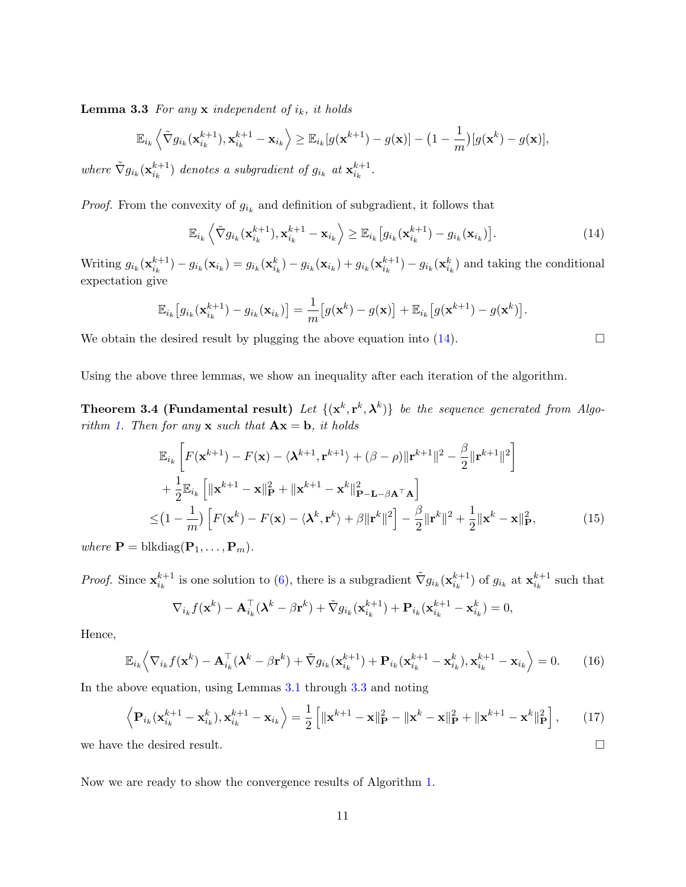**Lemma 3.3** *For any* $\mathbf{x}$ *independent of* $i_k$*, it holds*

$$\mathbb{E}_{i_k}\left\langle \tilde{\nabla} g_{i_k}(\mathbf{x}_{i_k}^{k+1}), \mathbf{x}_{i_k}^{k+1} - \mathbf{x}_{i_k} \right\rangle \geq \mathbb{E}_{i_k}[g(\mathbf{x}^{k+1}) - g(\mathbf{x})] - \big(1 - \frac{1}{m}\big)[g(\mathbf{x}^k) - g(\mathbf{x})],$$

*where* $\tilde{\nabla} g_{i_k}(\mathbf{x}_{i_k}^{k+1})$ *denotes a subgradient of* $g_{i_k}$ *at* $\mathbf{x}_{i_k}^{k+1}$.

*Proof.* From the convexity of $g_{i_k}$ and definition of subgradient, it follows that

$$\mathbb{E}_{i_k}\left\langle \tilde{\nabla} g_{i_k}(\mathbf{x}_{i_k}^{k+1}), \mathbf{x}_{i_k}^{k+1} - \mathbf{x}_{i_k} \right\rangle \geq \mathbb{E}_{i_k}\big[g_{i_k}(\mathbf{x}_{i_k}^{k+1}) - g_{i_k}(\mathbf{x}_{i_k})\big]. \tag{14}$$

Writing $g_{i_k}(\mathbf{x}_{i_k}^{k+1}) - g_{i_k}(\mathbf{x}_{i_k}) = g_{i_k}(\mathbf{x}_{i_k}^k) - g_{i_k}(\mathbf{x}_{i_k}) + g_{i_k}(\mathbf{x}_{i_k}^{k+1}) - g_{i_k}(\mathbf{x}_{i_k}^k)$ and taking the conditional expectation give

$$\mathbb{E}_{i_k}\big[g_{i_k}(\mathbf{x}_{i_k}^{k+1}) - g_{i_k}(\mathbf{x}_{i_k})\big] = \frac{1}{m}\big[g(\mathbf{x}^k) - g(\mathbf{x})\big] + \mathbb{E}_{i_k}\big[g(\mathbf{x}^{k+1}) - g(\mathbf{x}^k)\big].$$

We obtain the desired result by plugging the above equation into (14). □

Using the above three lemmas, we show an inequality after each iteration of the algorithm.

**Theorem 3.4 (Fundamental result)** *Let* $\{(\mathbf{x}^k, \mathbf{r}^k, \boldsymbol{\lambda}^k)\}$ *be the sequence generated from Algorithm 1. Then for any* $\mathbf{x}$ *such that* $\mathbf{A}\mathbf{x} = \mathbf{b}$*, it holds*

$$\begin{aligned}
&\mathbb{E}_{i_k}\left[F(\mathbf{x}^{k+1}) - F(\mathbf{x}) - \langle \boldsymbol{\lambda}^{k+1}, \mathbf{r}^{k+1}\rangle + (\beta - \rho)\|\mathbf{r}^{k+1}\|^2 - \frac{\beta}{2}\|\mathbf{r}^{k+1}\|^2\right] \\
&+ \frac{1}{2}\mathbb{E}_{i_k}\left[\|\mathbf{x}^{k+1} - \mathbf{x}\|_{\mathbf{P}}^2 + \|\mathbf{x}^{k+1} - \mathbf{x}^k\|_{\mathbf{P} - \mathbf{L} - \beta \mathbf{A}^\top \mathbf{A}}^2\right] \\
\leq &\big(1 - \frac{1}{m}\big)\left[F(\mathbf{x}^k) - F(\mathbf{x}) - \langle \boldsymbol{\lambda}^k, \mathbf{r}^k\rangle + \beta\|\mathbf{r}^k\|^2\right] - \frac{\beta}{2}\|\mathbf{r}^k\|^2 + \frac{1}{2}\|\mathbf{x}^k - \mathbf{x}\|_{\mathbf{P}}^2,
\end{aligned} \tag{15}$$

*where* $\mathbf{P} = \mathrm{blkdiag}(\mathbf{P}_1, \ldots, \mathbf{P}_m)$.

*Proof.* Since $\mathbf{x}_{i_k}^{k+1}$ is one solution to (6), there is a subgradient $\tilde{\nabla} g_{i_k}(\mathbf{x}_{i_k}^{k+1})$ of $g_{i_k}$ at $\mathbf{x}_{i_k}^{k+1}$ such that

$$\nabla_{i_k} f(\mathbf{x}^k) - \mathbf{A}_{i_k}^\top(\boldsymbol{\lambda}^k - \beta \mathbf{r}^k) + \tilde{\nabla} g_{i_k}(\mathbf{x}_{i_k}^{k+1}) + \mathbf{P}_{i_k}(\mathbf{x}_{i_k}^{k+1} - \mathbf{x}_{i_k}^k) = 0,$$

Hence,

$$\mathbb{E}_{i_k}\left\langle \nabla_{i_k} f(\mathbf{x}^k) - \mathbf{A}_{i_k}^\top(\boldsymbol{\lambda}^k - \beta \mathbf{r}^k) + \tilde{\nabla} g_{i_k}(\mathbf{x}_{i_k}^{k+1}) + \mathbf{P}_{i_k}(\mathbf{x}_{i_k}^{k+1} - \mathbf{x}_{i_k}^k), \mathbf{x}_{i_k}^{k+1} - \mathbf{x}_{i_k} \right\rangle = 0. \tag{16}$$

In the above equation, using Lemmas 3.1 through 3.3 and noting

$$\left\langle \mathbf{P}_{i_k}(\mathbf{x}_{i_k}^{k+1} - \mathbf{x}_{i_k}^k), \mathbf{x}_{i_k}^{k+1} - \mathbf{x}_{i_k} \right\rangle = \frac{1}{2}\left[\|\mathbf{x}^{k+1} - \mathbf{x}\|_{\mathbf{P}}^2 - \|\mathbf{x}^k - \mathbf{x}\|_{\mathbf{P}}^2 + \|\mathbf{x}^{k+1} - \mathbf{x}^k\|_{\mathbf{P}}^2\right], \tag{17}$$

we have the desired result. □

Now we are ready to show the convergence results of Algorithm 1.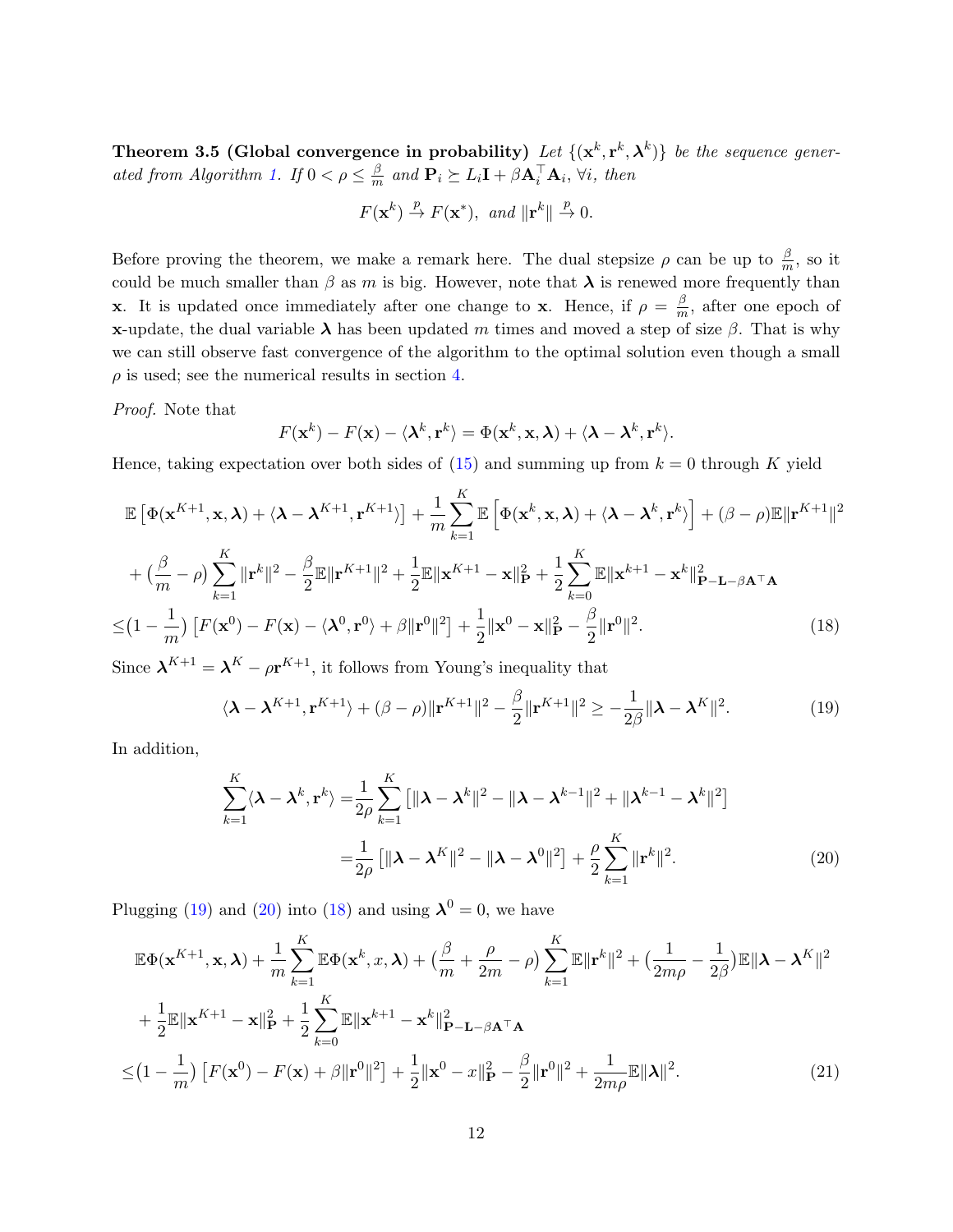**Theorem 3.5 (Global convergence in probability)** *Let $\{(\mathbf{x}^k, \mathbf{r}^k, \boldsymbol{\lambda}^k)\}$ be the sequence generated from Algorithm 1. If $0 < \rho \leq \frac{\beta}{m}$ and $\mathbf{P}_i \succeq L_i \mathbf{I} + \beta \mathbf{A}_i^\top \mathbf{A}_i, \forall i$, then*

$$F(\mathbf{x}^k) \xrightarrow{p} F(\mathbf{x}^*), \text{ and } \|\mathbf{r}^k\| \xrightarrow{p} 0.$$

Before proving the theorem, we make a remark here. The dual stepsize $\rho$ can be up to $\frac{\beta}{m}$, so it could be much smaller than $\beta$ as $m$ is big. However, note that $\boldsymbol{\lambda}$ is renewed more frequently than $\mathbf{x}$. It is updated once immediately after one change to $\mathbf{x}$. Hence, if $\rho = \frac{\beta}{m}$, after one epoch of $\mathbf{x}$-update, the dual variable $\boldsymbol{\lambda}$ has been updated $m$ times and moved a step of size $\beta$. That is why we can still observe fast convergence of the algorithm to the optimal solution even though a small $\rho$ is used; see the numerical results in section 4.

*Proof.* Note that

$$F(\mathbf{x}^k) - F(\mathbf{x}) - \langle \boldsymbol{\lambda}^k, \mathbf{r}^k \rangle = \Phi(\mathbf{x}^k, \mathbf{x}, \boldsymbol{\lambda}) + \langle \boldsymbol{\lambda} - \boldsymbol{\lambda}^k, \mathbf{r}^k \rangle.$$

Hence, taking expectation over both sides of (15) and summing up from $k = 0$ through $K$ yield

$$\begin{aligned}
&\mathbb{E}\left[\Phi(\mathbf{x}^{K+1}, \mathbf{x}, \boldsymbol{\lambda}) + \langle \boldsymbol{\lambda} - \boldsymbol{\lambda}^{K+1}, \mathbf{r}^{K+1} \rangle\right] + \frac{1}{m}\sum_{k=1}^{K} \mathbb{E}\left[\Phi(\mathbf{x}^k, \mathbf{x}, \boldsymbol{\lambda}) + \langle \boldsymbol{\lambda} - \boldsymbol{\lambda}^k, \mathbf{r}^k \rangle\right] + (\beta - \rho)\mathbb{E}\|\mathbf{r}^{K+1}\|^2 \\
&+ \big(\frac{\beta}{m} - \rho\big)\sum_{k=1}^{K} \|\mathbf{r}^k\|^2 - \frac{\beta}{2}\mathbb{E}\|\mathbf{r}^{K+1}\|^2 + \frac{1}{2}\mathbb{E}\|\mathbf{x}^{K+1} - \mathbf{x}\|_{\mathbf{P}}^2 + \frac{1}{2}\sum_{k=0}^{K}\mathbb{E}\|\mathbf{x}^{k+1} - \mathbf{x}^k\|^2_{\mathbf{P} - \mathbf{L} - \beta \mathbf{A}^\top \mathbf{A}} \\
\leq &\big(1 - \frac{1}{m}\big)\left[F(\mathbf{x}^0) - F(\mathbf{x}) - \langle \boldsymbol{\lambda}^0, \mathbf{r}^0 \rangle + \beta\|\mathbf{r}^0\|^2\right] + \frac{1}{2}\|\mathbf{x}^0 - \mathbf{x}\|_{\mathbf{P}}^2 - \frac{\beta}{2}\|\mathbf{r}^0\|^2. 
\end{aligned} \tag{18}$$

Since $\boldsymbol{\lambda}^{K+1} = \boldsymbol{\lambda}^K - \rho \mathbf{r}^{K+1}$, it follows from Young's inequality that

$$\langle \boldsymbol{\lambda} - \boldsymbol{\lambda}^{K+1}, \mathbf{r}^{K+1} \rangle + (\beta - \rho)\|\mathbf{r}^{K+1}\|^2 - \frac{\beta}{2}\|\mathbf{r}^{K+1}\|^2 \geq -\frac{1}{2\beta}\|\boldsymbol{\lambda} - \boldsymbol{\lambda}^K\|^2. \tag{19}$$

In addition,

$$\begin{aligned}
\sum_{k=1}^{K} \langle \boldsymbol{\lambda} - \boldsymbol{\lambda}^k, \mathbf{r}^k \rangle =& \frac{1}{2\rho}\sum_{k=1}^{K}\left[\|\boldsymbol{\lambda} - \boldsymbol{\lambda}^k\|^2 - \|\boldsymbol{\lambda} - \boldsymbol{\lambda}^{k-1}\|^2 + \|\boldsymbol{\lambda}^{k-1} - \boldsymbol{\lambda}^k\|^2\right] \\
=& \frac{1}{2\rho}\left[\|\boldsymbol{\lambda} - \boldsymbol{\lambda}^K\|^2 - \|\boldsymbol{\lambda} - \boldsymbol{\lambda}^0\|^2\right] + \frac{\rho}{2}\sum_{k=1}^{K}\|\mathbf{r}^k\|^2.
\end{aligned} \tag{20}$$

Plugging (19) and (20) into (18) and using $\boldsymbol{\lambda}^0 = 0$, we have

$$\begin{aligned}
&\mathbb{E}\Phi(\mathbf{x}^{K+1}, \mathbf{x}, \boldsymbol{\lambda}) + \frac{1}{m}\sum_{k=1}^{K}\mathbb{E}\Phi(\mathbf{x}^k, x, \boldsymbol{\lambda}) + \big(\frac{\beta}{m} + \frac{\rho}{2m} - \rho\big)\sum_{k=1}^{K}\mathbb{E}\|\mathbf{r}^k\|^2 + \big(\frac{1}{2m\rho} - \frac{1}{2\beta}\big)\mathbb{E}\|\boldsymbol{\lambda} - \boldsymbol{\lambda}^K\|^2 \\
&+ \frac{1}{2}\mathbb{E}\|\mathbf{x}^{K+1} - \mathbf{x}\|_{\mathbf{P}}^2 + \frac{1}{2}\sum_{k=0}^{K}\mathbb{E}\|\mathbf{x}^{k+1} - \mathbf{x}^k\|^2_{\mathbf{P} - \mathbf{L} - \beta\mathbf{A}^\top\mathbf{A}} \\
\leq &\big(1 - \frac{1}{m}\big)\left[F(\mathbf{x}^0) - F(\mathbf{x}) + \beta\|\mathbf{r}^0\|^2\right] + \frac{1}{2}\|\mathbf{x}^0 - x\|_{\mathbf{P}}^2 - \frac{\beta}{2}\|\mathbf{r}^0\|^2 + \frac{1}{2m\rho}\mathbb{E}\|\boldsymbol{\lambda}\|^2.
\end{aligned} \tag{21}$$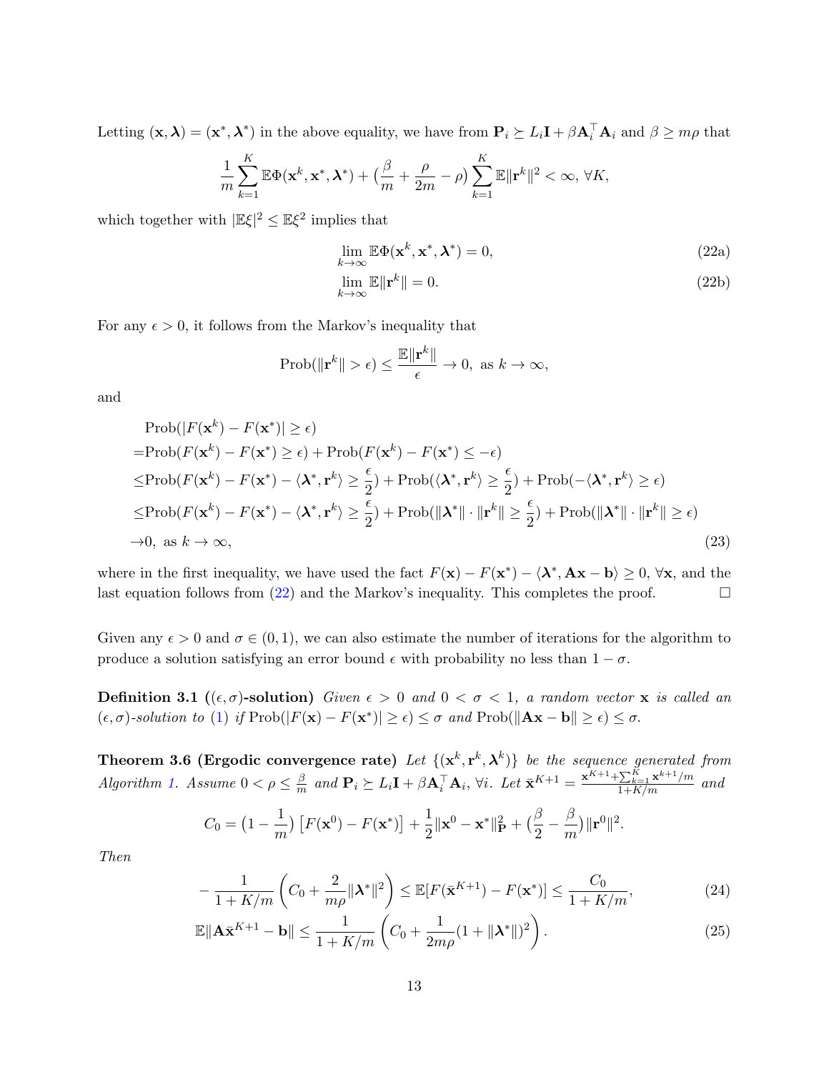Letting $(\mathbf{x}, \boldsymbol{\lambda}) = (\mathbf{x}^*, \boldsymbol{\lambda}^*)$ in the above equality, we have from $\mathbf{P}_i \succeq L_i \mathbf{I} + \beta \mathbf{A}_i^\top \mathbf{A}_i$ and $\beta \geq m\rho$ that

$$\frac{1}{m}\sum_{k=1}^{K} \mathbb{E}\Phi(\mathbf{x}^k, \mathbf{x}^*, \boldsymbol{\lambda}^*) + \big(\frac{\beta}{m} + \frac{\rho}{2m} - \rho\big) \sum_{k=1}^{K} \mathbb{E}\|\mathbf{r}^k\|^2 < \infty, \ \forall K,$$

which together with $|\mathbb{E}\xi|^2 \leq \mathbb{E}\xi^2$ implies that

$$\lim_{k\to\infty} \mathbb{E}\Phi(\mathbf{x}^k, \mathbf{x}^*, \boldsymbol{\lambda}^*) = 0, \tag{22a}$$

$$\lim_{k\to\infty} \mathbb{E}\|\mathbf{r}^k\| = 0. \tag{22b}$$

For any $\epsilon > 0$, it follows from the Markov's inequality that

$$\text{Prob}(\|\mathbf{r}^k\| > \epsilon) \leq \frac{\mathbb{E}\|\mathbf{r}^k\|}{\epsilon} \to 0, \text{ as } k \to \infty,$$

and

$$\begin{aligned}
&\text{Prob}(|F(\mathbf{x}^k) - F(\mathbf{x}^*)| \geq \epsilon) \\
=&\text{Prob}(F(\mathbf{x}^k) - F(\mathbf{x}^*) \geq \epsilon) + \text{Prob}(F(\mathbf{x}^k) - F(\mathbf{x}^*) \leq -\epsilon) \\
\leq&\text{Prob}(F(\mathbf{x}^k) - F(\mathbf{x}^*) - \langle \boldsymbol{\lambda}^*, \mathbf{r}^k\rangle \geq \frac{\epsilon}{2}) + \text{Prob}(\langle \boldsymbol{\lambda}^*, \mathbf{r}^k\rangle \geq \frac{\epsilon}{2}) + \text{Prob}(-\langle \boldsymbol{\lambda}^*, \mathbf{r}^k\rangle \geq \epsilon) \\
\leq&\text{Prob}(F(\mathbf{x}^k) - F(\mathbf{x}^*) - \langle \boldsymbol{\lambda}^*, \mathbf{r}^k\rangle \geq \frac{\epsilon}{2}) + \text{Prob}(\|\boldsymbol{\lambda}^*\| \cdot \|\mathbf{r}^k\| \geq \frac{\epsilon}{2}) + \text{Prob}(\|\boldsymbol{\lambda}^*\| \cdot \|\mathbf{r}^k\| \geq \epsilon) \\
\to& 0, \text{ as } k \to \infty,
\end{aligned} \tag{23}$$

where in the first inequality, we have used the fact $F(\mathbf{x}) - F(\mathbf{x}^*) - \langle \boldsymbol{\lambda}^*, \mathbf{A}\mathbf{x} - \mathbf{b}\rangle \geq 0, \ \forall \mathbf{x}$, and the last equation follows from (22) and the Markov's inequality. This completes the proof. $\square$

Given any $\epsilon > 0$ and $\sigma \in (0, 1)$, we can also estimate the number of iterations for the algorithm to produce a solution satisfying an error bound $\epsilon$ with probability no less than $1 - \sigma$.

**Definition 3.1 ($(\epsilon, \sigma)$-solution)** *Given $\epsilon > 0$ and $0 < \sigma < 1$, a random vector $\mathbf{x}$ is called an $(\epsilon, \sigma)$-solution to (1) if $\text{Prob}(|F(\mathbf{x}) - F(\mathbf{x}^*)| \geq \epsilon) \leq \sigma$ and $\text{Prob}(\|\mathbf{A}\mathbf{x} - \mathbf{b}\| \geq \epsilon) \leq \sigma$.*

**Theorem 3.6 (Ergodic convergence rate)** *Let $\{(\mathbf{x}^k, \mathbf{r}^k, \boldsymbol{\lambda}^k)\}$ be the sequence generated from Algorithm 1. Assume $0 < \rho \leq \frac{\beta}{m}$ and $\mathbf{P}_i \succeq L_i \mathbf{I} + \beta \mathbf{A}_i^\top \mathbf{A}_i, \ \forall i$. Let $\bar{\mathbf{x}}^{K+1} = \frac{\mathbf{x}^{K+1} + \sum_{k=1}^{K} \mathbf{x}^{k+1}/m}{1 + K/m}$ and*

$$C_0 = \big(1 - \frac{1}{m}\big)\left[F(\mathbf{x}^0) - F(\mathbf{x}^*)\right] + \frac{1}{2}\|\mathbf{x}^0 - \mathbf{x}^*\|_{\mathbf{P}}^2 + \big(\frac{\beta}{2} - \frac{\beta}{m}\big)\|\mathbf{r}^0\|^2.$$

*Then*

$$-\frac{1}{1 + K/m}\left(C_0 + \frac{2}{m\rho}\|\boldsymbol{\lambda}^*\|^2\right) \leq \mathbb{E}[F(\bar{\mathbf{x}}^{K+1}) - F(\mathbf{x}^*)] \leq \frac{C_0}{1 + K/m}, \tag{24}$$

$$\mathbb{E}\|\mathbf{A}\bar{\mathbf{x}}^{K+1} - \mathbf{b}\| \leq \frac{1}{1 + K/m}\left(C_0 + \frac{1}{2m\rho}(1 + \|\boldsymbol{\lambda}^*\|)^2\right). \tag{25}$$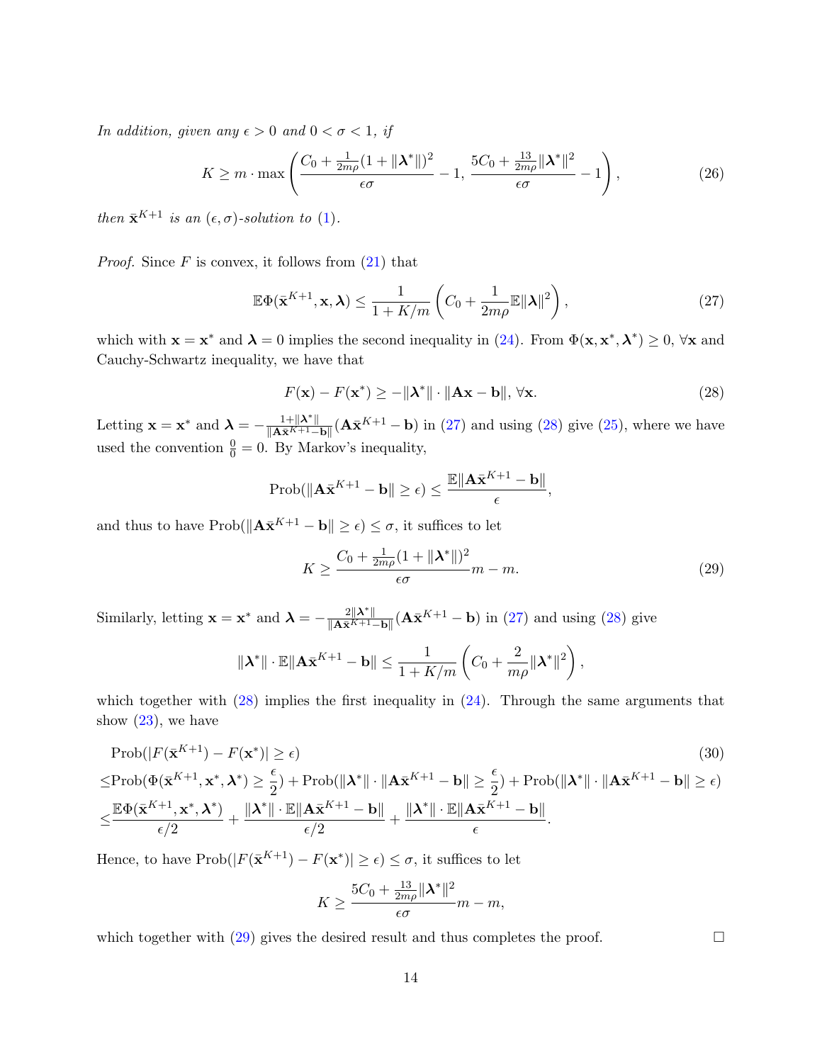*In addition, given any $\epsilon > 0$ and $0 < \sigma < 1$, if*

$$K \geq m \cdot \max\left(\frac{C_0 + \frac{1}{2m\rho}(1+\|\boldsymbol{\lambda}^*\|)^2}{\epsilon\sigma} - 1,\ \frac{5C_0 + \frac{13}{2m\rho}\|\boldsymbol{\lambda}^*\|^2}{\epsilon\sigma} - 1\right), \tag{26}$$

*then $\bar{\mathbf{x}}^{K+1}$ is an $(\epsilon, \sigma)$-solution to (1).*

*Proof.* Since $F$ is convex, it follows from (21) that

$$\mathbb{E}\Phi(\bar{\mathbf{x}}^{K+1}, \mathbf{x}, \boldsymbol{\lambda}) \leq \frac{1}{1 + K/m}\left(C_0 + \frac{1}{2m\rho}\mathbb{E}\|\boldsymbol{\lambda}\|^2\right), \tag{27}$$

which with $\mathbf{x} = \mathbf{x}^*$ and $\boldsymbol{\lambda} = 0$ implies the second inequality in (24). From $\Phi(\mathbf{x}, \mathbf{x}^*, \boldsymbol{\lambda}^*) \geq 0$, $\forall \mathbf{x}$ and Cauchy-Schwartz inequality, we have that

$$F(\mathbf{x}) - F(\mathbf{x}^*) \geq -\|\boldsymbol{\lambda}^*\| \cdot \|\mathbf{A}\mathbf{x} - \mathbf{b}\|, \ \forall \mathbf{x}. \tag{28}$$

Letting $\mathbf{x} = \mathbf{x}^*$ and $\boldsymbol{\lambda} = -\frac{1+\|\boldsymbol{\lambda}^*\|}{\|\mathbf{A}\bar{\mathbf{x}}^{K+1} - \mathbf{b}\|}(\mathbf{A}\bar{\mathbf{x}}^{K+1} - \mathbf{b})$ in (27) and using (28) give (25), where we have used the convention $\frac{0}{0} = 0$. By Markov's inequality,

$$\text{Prob}(\|\mathbf{A}\bar{\mathbf{x}}^{K+1} - \mathbf{b}\| \geq \epsilon) \leq \frac{\mathbb{E}\|\mathbf{A}\bar{\mathbf{x}}^{K+1} - \mathbf{b}\|}{\epsilon},$$

and thus to have $\text{Prob}(\|\mathbf{A}\bar{\mathbf{x}}^{K+1} - \mathbf{b}\| \geq \epsilon) \leq \sigma$, it suffices to let

$$K \geq \frac{C_0 + \frac{1}{2m\rho}(1+\|\boldsymbol{\lambda}^*\|)^2}{\epsilon\sigma} m - m. \tag{29}$$

Similarly, letting $\mathbf{x} = \mathbf{x}^*$ and $\boldsymbol{\lambda} = -\frac{2\|\boldsymbol{\lambda}^*\|}{\|\mathbf{A}\bar{\mathbf{x}}^{K+1} - \mathbf{b}\|}(\mathbf{A}\bar{\mathbf{x}}^{K+1} - \mathbf{b})$ in (27) and using (28) give

$$\|\boldsymbol{\lambda}^*\| \cdot \mathbb{E}\|\mathbf{A}\bar{\mathbf{x}}^{K+1} - \mathbf{b}\| \leq \frac{1}{1 + K/m}\left(C_0 + \frac{2}{m\rho}\|\boldsymbol{\lambda}^*\|^2\right),$$

which together with (28) implies the first inequality in (24). Through the same arguments that show (23), we have

$$\begin{aligned}
&\text{Prob}(|F(\bar{\mathbf{x}}^{K+1}) - F(\mathbf{x}^*)| \geq \epsilon) \qquad (30)\\
\leq &\text{Prob}(\Phi(\bar{\mathbf{x}}^{K+1}, \mathbf{x}^*, \boldsymbol{\lambda}^*) \geq \frac{\epsilon}{2}) + \text{Prob}(\|\boldsymbol{\lambda}^*\| \cdot \|\mathbf{A}\bar{\mathbf{x}}^{K+1} - \mathbf{b}\| \geq \frac{\epsilon}{2}) + \text{Prob}(\|\boldsymbol{\lambda}^*\| \cdot \|\mathbf{A}\bar{\mathbf{x}}^{K+1} - \mathbf{b}\| \geq \epsilon)\\
\leq &\frac{\mathbb{E}\Phi(\bar{\mathbf{x}}^{K+1}, \mathbf{x}^*, \boldsymbol{\lambda}^*)}{\epsilon/2} + \frac{\|\boldsymbol{\lambda}^*\| \cdot \mathbb{E}\|\mathbf{A}\bar{\mathbf{x}}^{K+1} - \mathbf{b}\|}{\epsilon/2} + \frac{\|\boldsymbol{\lambda}^*\| \cdot \mathbb{E}\|\mathbf{A}\bar{\mathbf{x}}^{K+1} - \mathbf{b}\|}{\epsilon}.
\end{aligned}$$

Hence, to have $\text{Prob}(|F(\bar{\mathbf{x}}^{K+1}) - F(\mathbf{x}^*)| \geq \epsilon) \leq \sigma$, it suffices to let

$$K \geq \frac{5C_0 + \frac{13}{2m\rho}\|\boldsymbol{\lambda}^*\|^2}{\epsilon\sigma} m - m,$$

which together with (29) gives the desired result and thus completes the proof. $\square$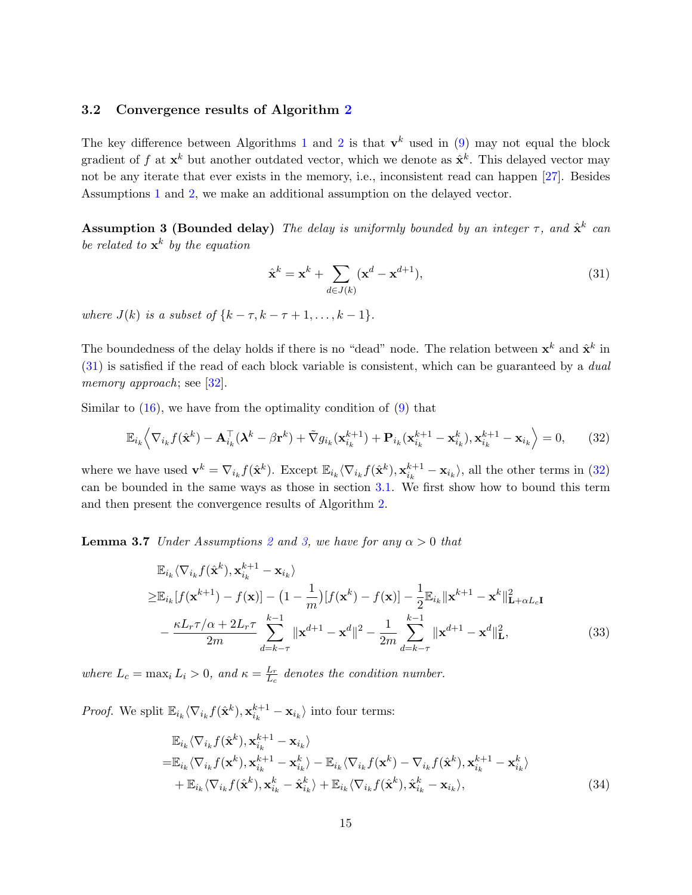### 3.2 Convergence results of Algorithm 2

The key difference between Algorithms 1 and 2 is that $\mathbf{v}^k$ used in (9) may not equal the block gradient of $f$ at $\mathbf{x}^k$ but another outdated vector, which we denote as $\hat{\mathbf{x}}^k$. This delayed vector may not be any iterate that ever exists in the memory, i.e., inconsistent read can happen [27]. Besides Assumptions 1 and 2, we make an additional assumption on the delayed vector.

**Assumption 3 (Bounded delay)** *The delay is uniformly bounded by an integer $\tau$, and $\hat{\mathbf{x}}^k$ can be related to $\mathbf{x}^k$ by the equation*

$$\hat{\mathbf{x}}^k = \mathbf{x}^k + \sum_{d \in J(k)} (\mathbf{x}^d - \mathbf{x}^{d+1}), \tag{31}$$

*where $J(k)$ is a subset of $\{k-\tau, k-\tau+1, \ldots, k-1\}$.*

The boundedness of the delay holds if there is no "dead" node. The relation between $\mathbf{x}^k$ and $\hat{\mathbf{x}}^k$ in (31) is satisfied if the read of each block variable is consistent, which can be guaranteed by a *dual memory approach*; see [32].

Similar to (16), we have from the optimality condition of (9) that

$$\mathbb{E}_{i_k}\Big\langle \nabla_{i_k} f(\hat{\mathbf{x}}^k) - \mathbf{A}_{i_k}^\top(\boldsymbol{\lambda}^k - \beta \mathbf{r}^k) + \tilde{\nabla} g_{i_k}(\mathbf{x}_{i_k}^{k+1}) + \mathbf{P}_{i_k}(\mathbf{x}_{i_k}^{k+1} - \mathbf{x}_{i_k}^k), \mathbf{x}_{i_k}^{k+1} - \mathbf{x}_{i_k} \Big\rangle = 0, \tag{32}$$

where we have used $\mathbf{v}^k = \nabla_{i_k} f(\hat{\mathbf{x}}^k)$. Except $\mathbb{E}_{i_k}\langle \nabla_{i_k} f(\hat{\mathbf{x}}^k), \mathbf{x}_{i_k}^{k+1} - \mathbf{x}_{i_k}\rangle$, all the other terms in (32) can be bounded in the same ways as those in section 3.1. We first show how to bound this term and then present the convergence results of Algorithm 2.

**Lemma 3.7** *Under Assumptions 2 and 3, we have for any $\alpha > 0$ that*

$$\begin{aligned}
&\mathbb{E}_{i_k}\langle \nabla_{i_k} f(\hat{\mathbf{x}}^k), \mathbf{x}_{i_k}^{k+1} - \mathbf{x}_{i_k}\rangle \\
\geq & \mathbb{E}_{i_k}[f(\mathbf{x}^{k+1}) - f(\mathbf{x})] - \big(1 - \frac{1}{m}\big)[f(\mathbf{x}^k) - f(\mathbf{x})] - \frac{1}{2}\mathbb{E}_{i_k}\|\mathbf{x}^{k+1} - \mathbf{x}^k\|_{\mathbf{L} + \alpha L_c \mathbf{I}}^2 \\
& - \frac{\kappa L_r \tau/\alpha + 2L_r\tau}{2m} \sum_{d=k-\tau}^{k-1} \|\mathbf{x}^{d+1} - \mathbf{x}^d\|^2 - \frac{1}{2m}\sum_{d=k-\tau}^{k-1}\|\mathbf{x}^{d+1} - \mathbf{x}^d\|_{\mathbf{L}}^2,
\end{aligned} \tag{33}$$

*where $L_c = \max_i L_i > 0$, and $\kappa = \frac{L_r}{L_c}$ denotes the condition number.*

*Proof.* We split $\mathbb{E}_{i_k}\langle \nabla_{i_k} f(\hat{\mathbf{x}}^k), \mathbf{x}_{i_k}^{k+1} - \mathbf{x}_{i_k}\rangle$ into four terms:

$$\begin{aligned}
&\mathbb{E}_{i_k}\langle \nabla_{i_k} f(\hat{\mathbf{x}}^k), \mathbf{x}_{i_k}^{k+1} - \mathbf{x}_{i_k}\rangle \\
=&\mathbb{E}_{i_k}\langle \nabla_{i_k} f(\mathbf{x}^k), \mathbf{x}_{i_k}^{k+1} - \mathbf{x}_{i_k}^k\rangle - \mathbb{E}_{i_k}\langle \nabla_{i_k} f(\mathbf{x}^k) - \nabla_{i_k} f(\hat{\mathbf{x}}^k), \mathbf{x}_{i_k}^{k+1} - \mathbf{x}_{i_k}^k\rangle \\
&+ \mathbb{E}_{i_k}\langle \nabla_{i_k} f(\hat{\mathbf{x}}^k), \mathbf{x}_{i_k}^k - \hat{\mathbf{x}}_{i_k}^k\rangle + \mathbb{E}_{i_k}\langle \nabla_{i_k} f(\hat{\mathbf{x}}^k), \hat{\mathbf{x}}_{i_k}^k - \mathbf{x}_{i_k}\rangle,
\end{aligned} \tag{34}$$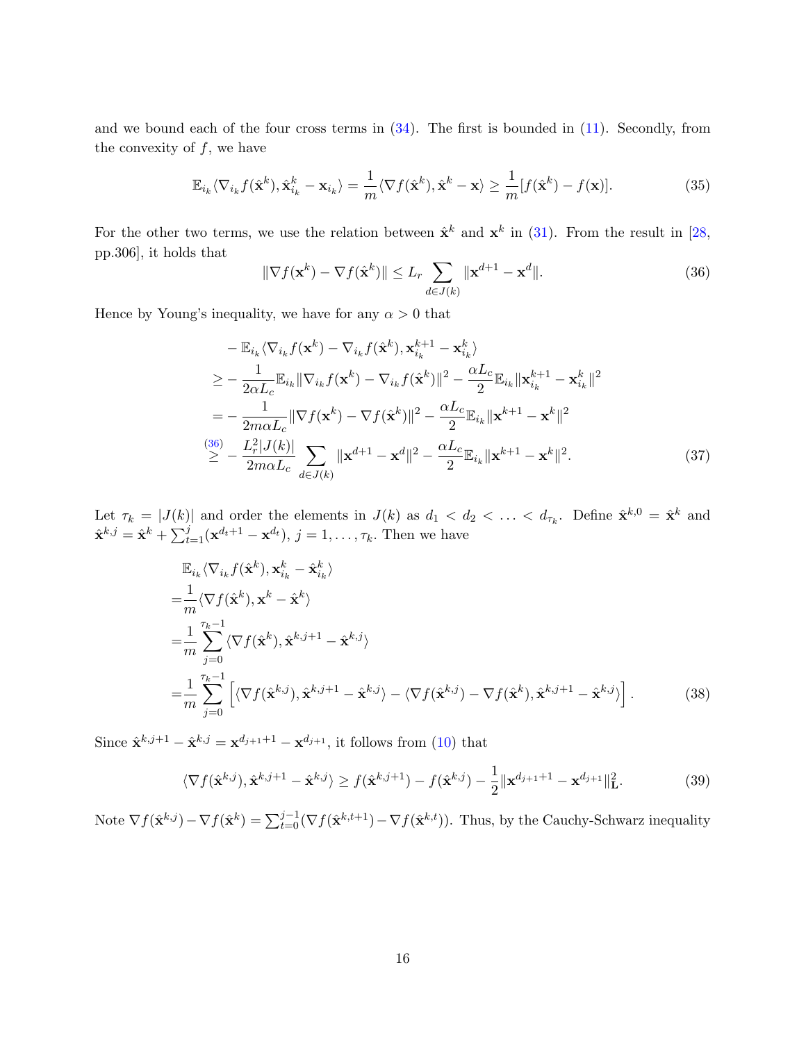and we bound each of the four cross terms in (34). The first is bounded in (11). Secondly, from the convexity of $f$, we have

$$\mathbb{E}_{i_k}\langle \nabla_{i_k} f(\hat{\mathbf{x}}^k), \hat{\mathbf{x}}^k_{i_k} - \mathbf{x}_{i_k}\rangle = \frac{1}{m}\langle \nabla f(\hat{\mathbf{x}}^k), \hat{\mathbf{x}}^k - \mathbf{x}\rangle \geq \frac{1}{m}[f(\hat{\mathbf{x}}^k) - f(\mathbf{x})]. \tag{35}$$

For the other two terms, we use the relation between $\hat{\mathbf{x}}^k$ and $\mathbf{x}^k$ in (31). From the result in [28, pp.306], it holds that

$$\|\nabla f(\mathbf{x}^k) - \nabla f(\hat{\mathbf{x}}^k)\| \leq L_r \sum_{d\in J(k)} \|\mathbf{x}^{d+1} - \mathbf{x}^d\|. \tag{36}$$

Hence by Young's inequality, we have for any $\alpha > 0$ that

$$\begin{aligned}
& -\mathbb{E}_{i_k}\langle \nabla_{i_k} f(\mathbf{x}^k) - \nabla_{i_k} f(\hat{\mathbf{x}}^k), \mathbf{x}^{k+1}_{i_k} - \mathbf{x}^k_{i_k}\rangle \\
\geq & -\frac{1}{2\alpha L_c}\mathbb{E}_{i_k}\|\nabla_{i_k} f(\mathbf{x}^k) - \nabla_{i_k} f(\hat{\mathbf{x}}^k)\|^2 - \frac{\alpha L_c}{2}\mathbb{E}_{i_k}\|\mathbf{x}^{k+1}_{i_k} - \mathbf{x}^k_{i_k}\|^2 \\
= & -\frac{1}{2m\alpha L_c}\|\nabla f(\mathbf{x}^k) - \nabla f(\hat{\mathbf{x}}^k)\|^2 - \frac{\alpha L_c}{2}\mathbb{E}_{i_k}\|\mathbf{x}^{k+1} - \mathbf{x}^k\|^2 \\
\overset{(36)}{\geq} & -\frac{L_r^2|J(k)|}{2m\alpha L_c}\sum_{d\in J(k)}\|\mathbf{x}^{d+1} - \mathbf{x}^d\|^2 - \frac{\alpha L_c}{2}\mathbb{E}_{i_k}\|\mathbf{x}^{k+1} - \mathbf{x}^k\|^2.
\end{aligned} \tag{37}$$

Let $\tau_k = |J(k)|$ and order the elements in $J(k)$ as $d_1 < d_2 < \ldots < d_{\tau_k}$. Define $\hat{\mathbf{x}}^{k,0} = \hat{\mathbf{x}}^k$ and $\hat{\mathbf{x}}^{k,j} = \hat{\mathbf{x}}^k + \sum_{t=1}^{j}(\mathbf{x}^{d_t+1} - \mathbf{x}^{d_t})$, $j = 1, \ldots, \tau_k$. Then we have

$$\begin{aligned}
& \mathbb{E}_{i_k}\langle \nabla_{i_k} f(\hat{\mathbf{x}}^k), \mathbf{x}^k_{i_k} - \hat{\mathbf{x}}^k_{i_k}\rangle \\
= & \frac{1}{m}\langle \nabla f(\hat{\mathbf{x}}^k), \mathbf{x}^k - \hat{\mathbf{x}}^k\rangle \\
= & \frac{1}{m}\sum_{j=0}^{\tau_k-1}\langle \nabla f(\hat{\mathbf{x}}^k), \hat{\mathbf{x}}^{k,j+1} - \hat{\mathbf{x}}^{k,j}\rangle \\
= & \frac{1}{m}\sum_{j=0}^{\tau_k-1}\left[\langle \nabla f(\hat{\mathbf{x}}^{k,j}), \hat{\mathbf{x}}^{k,j+1} - \hat{\mathbf{x}}^{k,j}\rangle - \langle \nabla f(\hat{\mathbf{x}}^{k,j}) - \nabla f(\hat{\mathbf{x}}^k), \hat{\mathbf{x}}^{k,j+1} - \hat{\mathbf{x}}^{k,j}\rangle\right].
\end{aligned} \tag{38}$$

Since $\hat{\mathbf{x}}^{k,j+1} - \hat{\mathbf{x}}^{k,j} = \mathbf{x}^{d_{j+1}+1} - \mathbf{x}^{d_{j+1}}$, it follows from (10) that

$$\langle \nabla f(\hat{\mathbf{x}}^{k,j}), \hat{\mathbf{x}}^{k,j+1} - \hat{\mathbf{x}}^{k,j}\rangle \geq f(\hat{\mathbf{x}}^{k,j+1}) - f(\hat{\mathbf{x}}^{k,j}) - \frac{1}{2}\|\mathbf{x}^{d_{j+1}+1} - \mathbf{x}^{d_{j+1}}\|^2_{\mathbf{L}}. \tag{39}$$

Note $\nabla f(\hat{\mathbf{x}}^{k,j}) - \nabla f(\hat{\mathbf{x}}^k) = \sum_{t=0}^{j-1}(\nabla f(\hat{\mathbf{x}}^{k,t+1}) - \nabla f(\hat{\mathbf{x}}^{k,t}))$. Thus, by the Cauchy-Schwarz inequality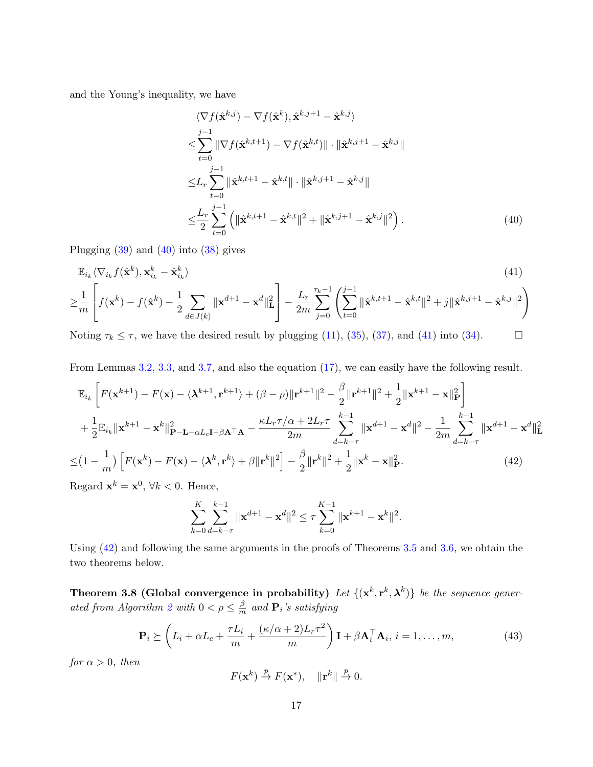and the Young's inequality, we have

$$
\begin{aligned}
&\langle \nabla f(\hat{\mathbf{x}}^{k,j}) - \nabla f(\hat{\mathbf{x}}^{k}), \hat{\mathbf{x}}^{k,j+1} - \hat{\mathbf{x}}^{k,j} \rangle \\
\le& \sum_{t=0}^{j-1} \|\nabla f(\hat{\mathbf{x}}^{k,t+1}) - \nabla f(\hat{\mathbf{x}}^{k,t})\| \cdot \|\hat{\mathbf{x}}^{k,j+1} - \hat{\mathbf{x}}^{k,j}\| \\
\le& L_r \sum_{t=0}^{j-1} \|\hat{\mathbf{x}}^{k,t+1} - \hat{\mathbf{x}}^{k,t}\| \cdot \|\hat{\mathbf{x}}^{k,j+1} - \hat{\mathbf{x}}^{k,j}\| \\
\le& \frac{L_r}{2} \sum_{t=0}^{j-1} \left( \|\hat{\mathbf{x}}^{k,t+1} - \hat{\mathbf{x}}^{k,t}\|^2 + \|\hat{\mathbf{x}}^{k,j+1} - \hat{\mathbf{x}}^{k,j}\|^2 \right). \qquad (40)
\end{aligned}
$$

Plugging (39) and (40) into (38) gives

$$
\begin{aligned}
&\mathbb{E}_{i_k} \langle \nabla_{i_k} f(\hat{\mathbf{x}}^k), \mathbf{x}_{i_k}^k - \hat{\mathbf{x}}_{i_k}^k \rangle \qquad (41) \\
\ge& \frac{1}{m} \left[ f(\mathbf{x}^k) - f(\hat{\mathbf{x}}^k) - \frac{1}{2} \sum_{d \in J(k)} \|\mathbf{x}^{d+1} - \mathbf{x}^d\|_{\mathbf{L}}^2 \right] - \frac{L_r}{2m} \sum_{j=0}^{\tau_k - 1} \left( \sum_{t=0}^{j-1} \|\hat{\mathbf{x}}^{k,t+1} - \hat{\mathbf{x}}^{k,t}\|^2 + j \|\hat{\mathbf{x}}^{k,j+1} - \hat{\mathbf{x}}^{k,j}\|^2 \right)
\end{aligned}
$$

Noting $\tau_k \le \tau$, we have the desired result by plugging (11), (35), (37), and (41) into (34). $\square$

From Lemmas 3.2, 3.3, and 3.7, and also the equation (17), we can easily have the following result.

$$
\begin{aligned}
&\mathbb{E}_{i_k} \left[ F(\mathbf{x}^{k+1}) - F(\mathbf{x}) - \langle \boldsymbol{\lambda}^{k+1}, \mathbf{r}^{k+1} \rangle + (\beta - \rho) \|\mathbf{r}^{k+1}\|^2 - \frac{\beta}{2} \|\mathbf{r}^{k+1}\|^2 + \frac{1}{2} \|\mathbf{x}^{k+1} - \mathbf{x}\|_{\mathbf{P}}^2 \right] \\
&+ \frac{1}{2} \mathbb{E}_{i_k} \|\mathbf{x}^{k+1} - \mathbf{x}^k\|_{\mathbf{P} - \mathbf{L} - \alpha L_c \mathbf{I} - \beta \mathbf{A}^\top \mathbf{A}}^2 - \frac{\kappa L_r \tau / \alpha + 2 L_r \tau}{2m} \sum_{d=k-\tau}^{k-1} \|\mathbf{x}^{d+1} - \mathbf{x}^d\|^2 - \frac{1}{2m} \sum_{d=k-\tau}^{k-1} \|\mathbf{x}^{d+1} - \mathbf{x}^d\|_{\mathbf{L}}^2 \\
\le& \left(1 - \frac{1}{m}\right) \left[ F(\mathbf{x}^k) - F(\mathbf{x}) - \langle \boldsymbol{\lambda}^k, \mathbf{r}^k \rangle + \beta \|\mathbf{r}^k\|^2 \right] - \frac{\beta}{2} \|\mathbf{r}^k\|^2 + \frac{1}{2} \|\mathbf{x}^k - \mathbf{x}\|_{\mathbf{P}}^2. \qquad (42)
\end{aligned}
$$

Regard $\mathbf{x}^k = \mathbf{x}^0$, $\forall k < 0$. Hence,

$$
\sum_{k=0}^{K} \sum_{d=k-\tau}^{k-1} \|\mathbf{x}^{d+1} - \mathbf{x}^d\|^2 \le \tau \sum_{k=0}^{K-1} \|\mathbf{x}^{k+1} - \mathbf{x}^k\|^2.
$$

Using (42) and following the same arguments in the proofs of Theorems 3.5 and 3.6, we obtain the two theorems below.

**Theorem 3.8 (Global convergence in probability)** *Let $\{(\mathbf{x}^k, \mathbf{r}^k, \boldsymbol{\lambda}^k)\}$ be the sequence generated from Algorithm 2 with $0 < \rho \le \frac{\beta}{m}$ and $\mathbf{P}_i$'s satisfying*

$$
\mathbf{P}_i \succeq \left( L_i + \alpha L_c + \frac{\tau L_i}{m} + \frac{(\kappa/\alpha + 2) L_r \tau^2}{m} \right) \mathbf{I} + \beta \mathbf{A}_i^\top \mathbf{A}_i, \; i = 1, \ldots, m, \qquad (43)
$$

*for $\alpha > 0$, then*

$$
F(\mathbf{x}^k) \xrightarrow{p} F(\mathbf{x}^*), \quad \|\mathbf{r}^k\| \xrightarrow{p} 0.
$$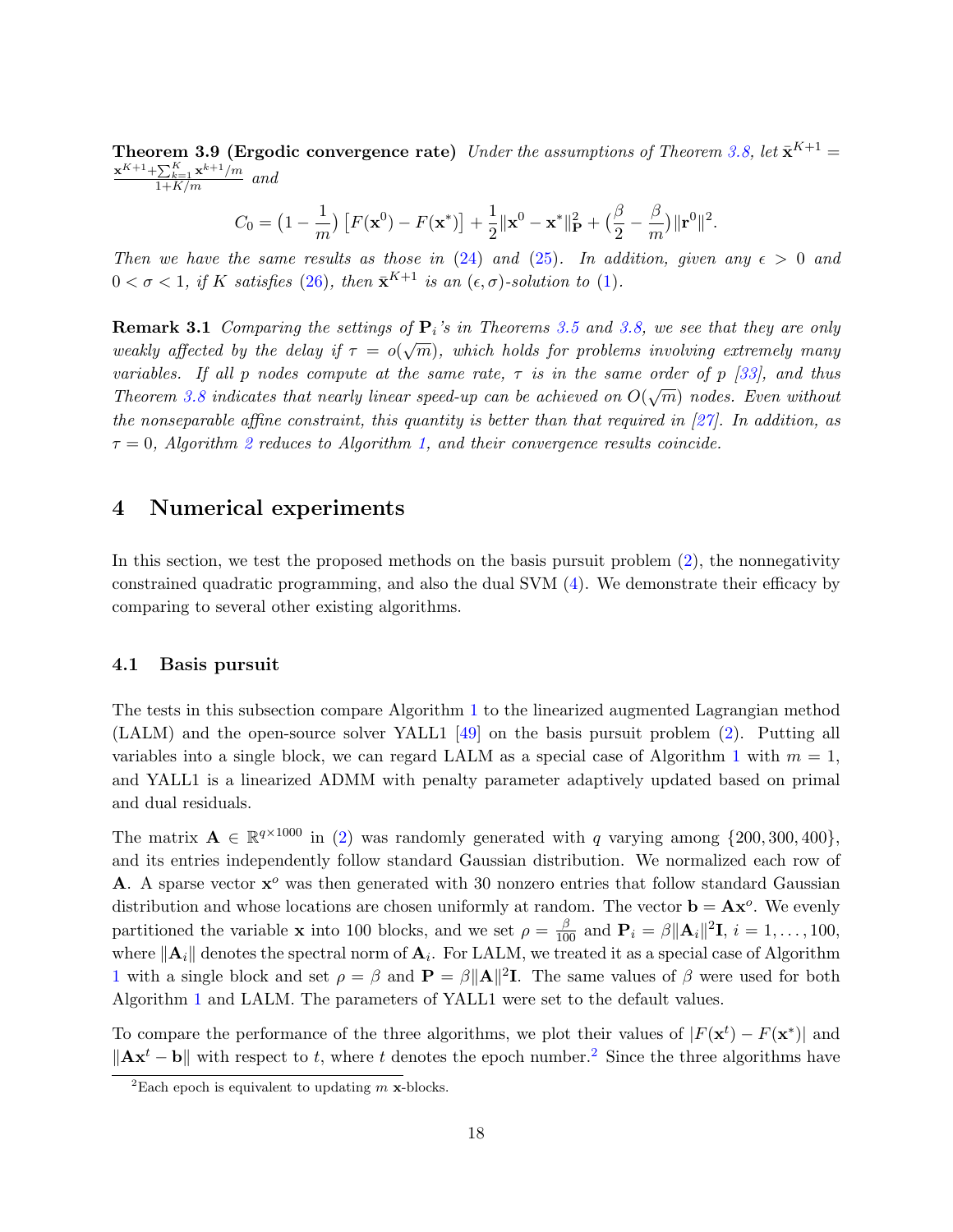**Theorem 3.9 (Ergodic convergence rate)** *Under the assumptions of Theorem 3.8, let* $\bar{\mathbf{x}}^{K+1} = \frac{\mathbf{x}^{K+1}+\sum_{k=1}^K \mathbf{x}^{k+1}/m}{1+K/m}$ *and*

$$C_0 = \big(1-\frac{1}{m}\big)\left[F(\mathbf{x}^0)-F(\mathbf{x}^*)\right] + \frac{1}{2}\|\mathbf{x}^0-\mathbf{x}^*\|_{\mathbf{P}}^2 + \big(\frac{\beta}{2}-\frac{\beta}{m}\big)\|\mathbf{r}^0\|^2.$$

*Then we have the same results as those in (24) and (25). In addition, given any* $\epsilon > 0$ *and* $0 < \sigma < 1$*, if* $K$ *satisfies (26), then* $\bar{\mathbf{x}}^{K+1}$ *is an* $(\epsilon, \sigma)$*-solution to (1).*

**Remark 3.1** *Comparing the settings of* $\mathbf{P}_i$*'s in Theorems 3.5 and 3.8, we see that they are only weakly affected by the delay if* $\tau = o(\sqrt{m})$*, which holds for problems involving extremely many variables. If all* $p$ *nodes compute at the same rate,* $\tau$ *is in the same order of* $p$ *[33], and thus Theorem 3.8 indicates that nearly linear speed-up can be achieved on* $O(\sqrt{m})$ *nodes. Even without the nonseparable affine constraint, this quantity is better than that required in [27]. In addition, as* $\tau = 0$*, Algorithm 2 reduces to Algorithm 1, and their convergence results coincide.*

## 4 Numerical experiments

In this section, we test the proposed methods on the basis pursuit problem (2), the nonnegativity constrained quadratic programming, and also the dual SVM (4). We demonstrate their efficacy by comparing to several other existing algorithms.

### 4.1 Basis pursuit

The tests in this subsection compare Algorithm 1 to the linearized augmented Lagrangian method (LALM) and the open-source solver YALL1 [49] on the basis pursuit problem (2). Putting all variables into a single block, we can regard LALM as a special case of Algorithm 1 with $m = 1$, and YALL1 is a linearized ADMM with penalty parameter adaptively updated based on primal and dual residuals.

The matrix $\mathbf{A} \in \mathbb{R}^{q\times 1000}$ in (2) was randomly generated with $q$ varying among $\{200, 300, 400\}$, and its entries independently follow standard Gaussian distribution. We normalized each row of $\mathbf{A}$. A sparse vector $\mathbf{x}^o$ was then generated with 30 nonzero entries that follow standard Gaussian distribution and whose locations are chosen uniformly at random. The vector $\mathbf{b} = \mathbf{A}\mathbf{x}^o$. We evenly partitioned the variable $\mathbf{x}$ into 100 blocks, and we set $\rho = \frac{\beta}{100}$ and $\mathbf{P}_i = \beta\|\mathbf{A}_i\|^2\mathbf{I}$, $i = 1, \ldots, 100$, where $\|\mathbf{A}_i\|$ denotes the spectral norm of $\mathbf{A}_i$. For LALM, we treated it as a special case of Algorithm 1 with a single block and set $\rho = \beta$ and $\mathbf{P} = \beta\|\mathbf{A}\|^2\mathbf{I}$. The same values of $\beta$ were used for both Algorithm 1 and LALM. The parameters of YALL1 were set to the default values.

To compare the performance of the three algorithms, we plot their values of $|F(\mathbf{x}^t) - F(\mathbf{x}^*)|$ and $\|\mathbf{A}\mathbf{x}^t - \mathbf{b}\|$ with respect to $t$, where $t$ denotes the epoch number.[2] Since the three algorithms have

[2] Each epoch is equivalent to updating $m$ $\mathbf{x}$-blocks.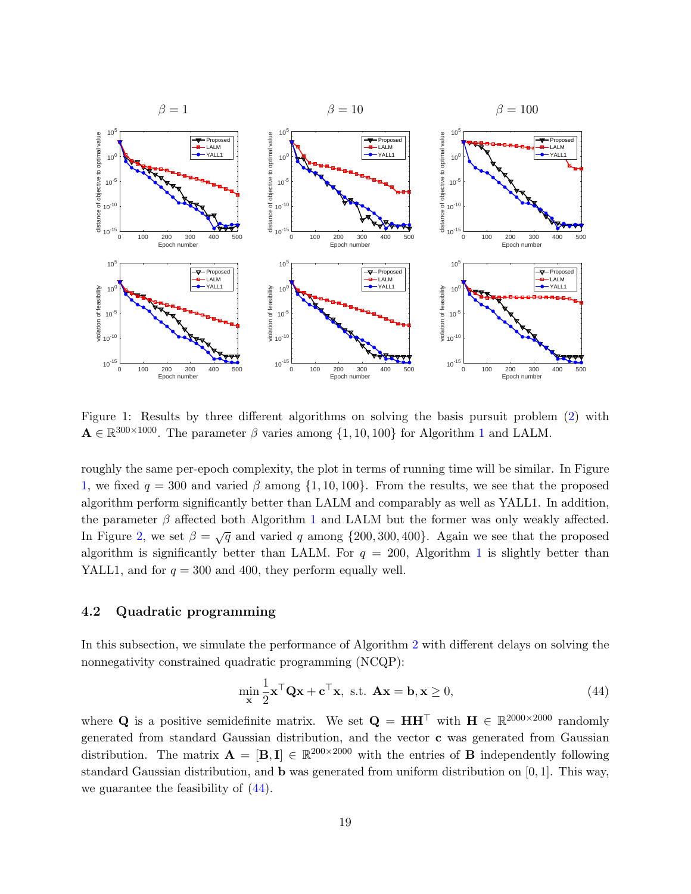Figure 1: Results by three different algorithms on solving the basis pursuit problem (2) with $\mathbf{A} \in \mathbb{R}^{300\times 1000}$. The parameter $\beta$ varies among $\{1, 10, 100\}$ for Algorithm 1 and LALM.

roughly the same per-epoch complexity, the plot in terms of running time will be similar. In Figure 1, we fixed $q = 300$ and varied $\beta$ among $\{1, 10, 100\}$. From the results, we see that the proposed algorithm perform significantly better than LALM and comparably as well as YALL1. In addition, the parameter $\beta$ affected both Algorithm 1 and LALM but the former was only weakly affected. In Figure 2, we set $\beta = \sqrt{q}$ and varied $q$ among $\{200, 300, 400\}$. Again we see that the proposed algorithm is significantly better than LALM. For $q = 200$, Algorithm 1 is slightly better than YALL1, and for $q = 300$ and 400, they perform equally well.

### 4.2 Quadratic programming

In this subsection, we simulate the performance of Algorithm 2 with different delays on solving the nonnegativity constrained quadratic programming (NCQP):

$$\min_{\mathbf{x}} \frac{1}{2}\mathbf{x}^\top \mathbf{Q}\mathbf{x} + \mathbf{c}^\top \mathbf{x}, \text{ s.t. } \mathbf{A}\mathbf{x} = \mathbf{b}, \mathbf{x} \geq 0, \tag{44}$$

where $\mathbf{Q}$ is a positive semidefinite matrix. We set $\mathbf{Q} = \mathbf{H}\mathbf{H}^\top$ with $\mathbf{H} \in \mathbb{R}^{2000\times 2000}$ randomly generated from standard Gaussian distribution, and the vector $\mathbf{c}$ was generated from Gaussian distribution. The matrix $\mathbf{A} = [\mathbf{B}, \mathbf{I}] \in \mathbb{R}^{200\times 2000}$ with the entries of $\mathbf{B}$ independently following standard Gaussian distribution, and $\mathbf{b}$ was generated from uniform distribution on $[0, 1]$. This way, we guarantee the feasibility of (44).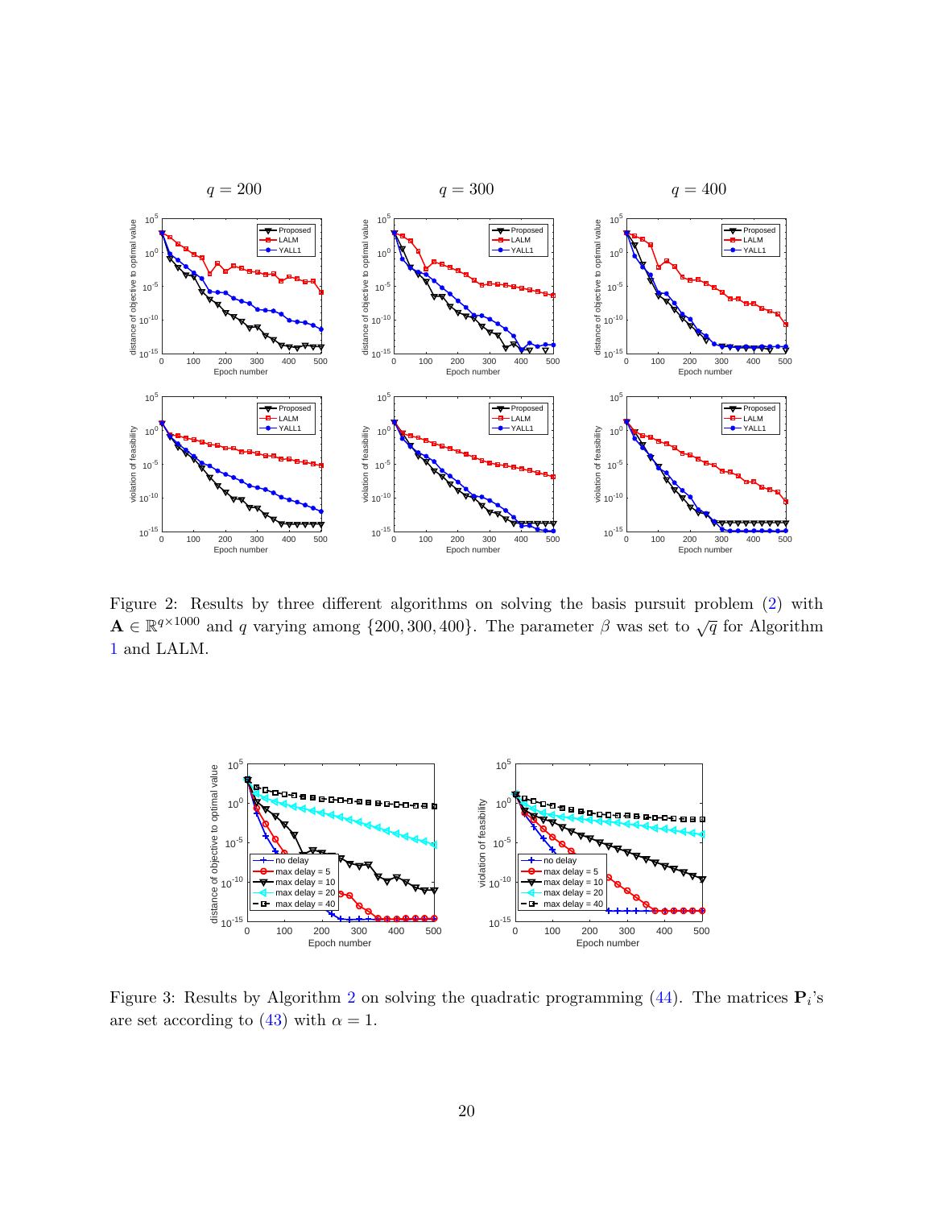Figure 2: Results by three different algorithms on solving the basis pursuit problem (2) with $\mathbf{A} \in \mathbb{R}^{q\times 1000}$ and $q$ varying among $\{200, 300, 400\}$. The parameter $\beta$ was set to $\sqrt{q}$ for Algorithm 1 and LALM.

Figure 3: Results by Algorithm 2 on solving the quadratic programming (44). The matrices $\mathbf{P}_i$'s are set according to (43) with $\alpha = 1$.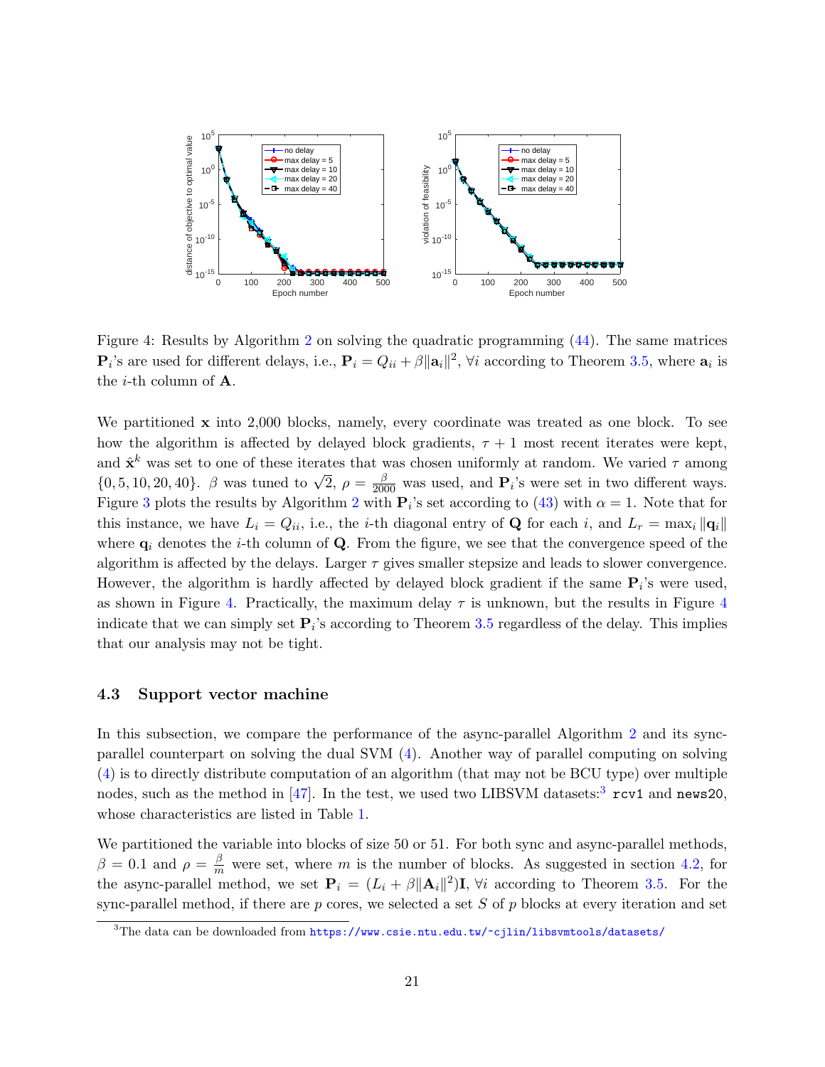Figure 4: Results by Algorithm 2 on solving the quadratic programming (44). The same matrices $\mathbf{P}_i$'s are used for different delays, i.e., $\mathbf{P}_i = Q_{ii} + \beta\|\mathbf{a}_i\|^2$, $\forall i$ according to Theorem 3.5, where $\mathbf{a}_i$ is the $i$-th column of $\mathbf{A}$.

We partitioned $\mathbf{x}$ into 2,000 blocks, namely, every coordinate was treated as one block. To see how the algorithm is affected by delayed block gradients, $\tau + 1$ most recent iterates were kept, and $\hat{\mathbf{x}}^k$ was set to one of these iterates that was chosen uniformly at random. We varied $\tau$ among $\{0, 5, 10, 20, 40\}$. $\beta$ was tuned to $\sqrt{2}$, $\rho = \frac{\beta}{2000}$ was used, and $\mathbf{P}_i$'s were set in two different ways. Figure 3 plots the results by Algorithm 2 with $\mathbf{P}_i$'s set according to (43) with $\alpha = 1$. Note that for this instance, we have $L_i = Q_{ii}$, i.e., the $i$-th diagonal entry of $\mathbf{Q}$ for each $i$, and $L_r = \max_i \|\mathbf{q}_i\|$ where $\mathbf{q}_i$ denotes the $i$-th column of $\mathbf{Q}$. From the figure, we see that the convergence speed of the algorithm is affected by the delays. Larger $\tau$ gives smaller stepsize and leads to slower convergence. However, the algorithm is hardly affected by delayed block gradient if the same $\mathbf{P}_i$'s were used, as shown in Figure 4. Practically, the maximum delay $\tau$ is unknown, but the results in Figure 4 indicate that we can simply set $\mathbf{P}_i$'s according to Theorem 3.5 regardless of the delay. This implies that our analysis may not be tight.

### 4.3 Support vector machine

In this subsection, we compare the performance of the async-parallel Algorithm 2 and its sync-parallel counterpart on solving the dual SVM (4). Another way of parallel computing on solving (4) is to directly distribute computation of an algorithm (that may not be BCU type) over multiple nodes, such as the method in [47]. In the test, we used two LIBSVM datasets:[3] `rcv1` and `news20`, whose characteristics are listed in Table 1.

We partitioned the variable into blocks of size 50 or 51. For both sync and async-parallel methods, $\beta = 0.1$ and $\rho = \frac{\beta}{m}$ were set, where $m$ is the number of blocks. As suggested in section 4.2, for the async-parallel method, we set $\mathbf{P}_i = (L_i + \beta\|\mathbf{A}_i\|^2)\mathbf{I}$, $\forall i$ according to Theorem 3.5. For the sync-parallel method, if there are $p$ cores, we selected a set $S$ of $p$ blocks at every iteration and set

[3] The data can be downloaded from https://www.csie.ntu.edu.tw/~cjlin/libsvmtools/datasets/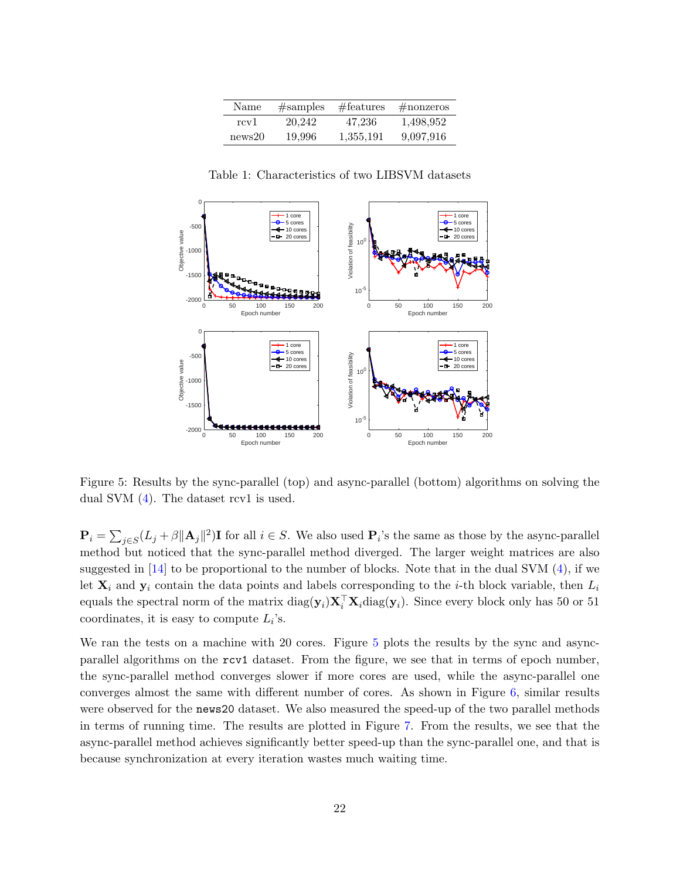| Name | #samples | #features | #nonzeros |
|---|---|---|---|
| rcv1 | 20,242 | 47,236 | 1,498,952 |
| news20 | 19,996 | 1,355,191 | 9,097,916 |

Table 1: Characteristics of two LIBSVM datasets

Figure 5: Results by the sync-parallel (top) and async-parallel (bottom) algorithms on solving the dual SVM (4). The dataset rcv1 is used.

$\mathbf{P}_i = \sum_{j \in S}(L_j + \beta\|\mathbf{A}_j\|^2)\mathbf{I}$ for all $i \in S$. We also used $\mathbf{P}_i$'s the same as those by the async-parallel method but noticed that the sync-parallel method diverged. The larger weight matrices are also suggested in [14] to be proportional to the number of blocks. Note that in the dual SVM (4), if we let $\mathbf{X}_i$ and $\mathbf{y}_i$ contain the data points and labels corresponding to the $i$-th block variable, then $L_i$ equals the spectral norm of the matrix $\text{diag}(\mathbf{y}_i)\mathbf{X}_i^\top \mathbf{X}_i \text{diag}(\mathbf{y}_i)$. Since every block only has 50 or 51 coordinates, it is easy to compute $L_i$'s.

We ran the tests on a machine with 20 cores. Figure 5 plots the results by the sync and async-parallel algorithms on the `rcv1` dataset. From the figure, we see that in terms of epoch number, the sync-parallel method converges slower if more cores are used, while the async-parallel one converges almost the same with different number of cores. As shown in Figure 6, similar results were observed for the `news20` dataset. We also measured the speed-up of the two parallel methods in terms of running time. The results are plotted in Figure 7. From the results, we see that the async-parallel method achieves significantly better speed-up than the sync-parallel one, and that is because synchronization at every iteration wastes much waiting time.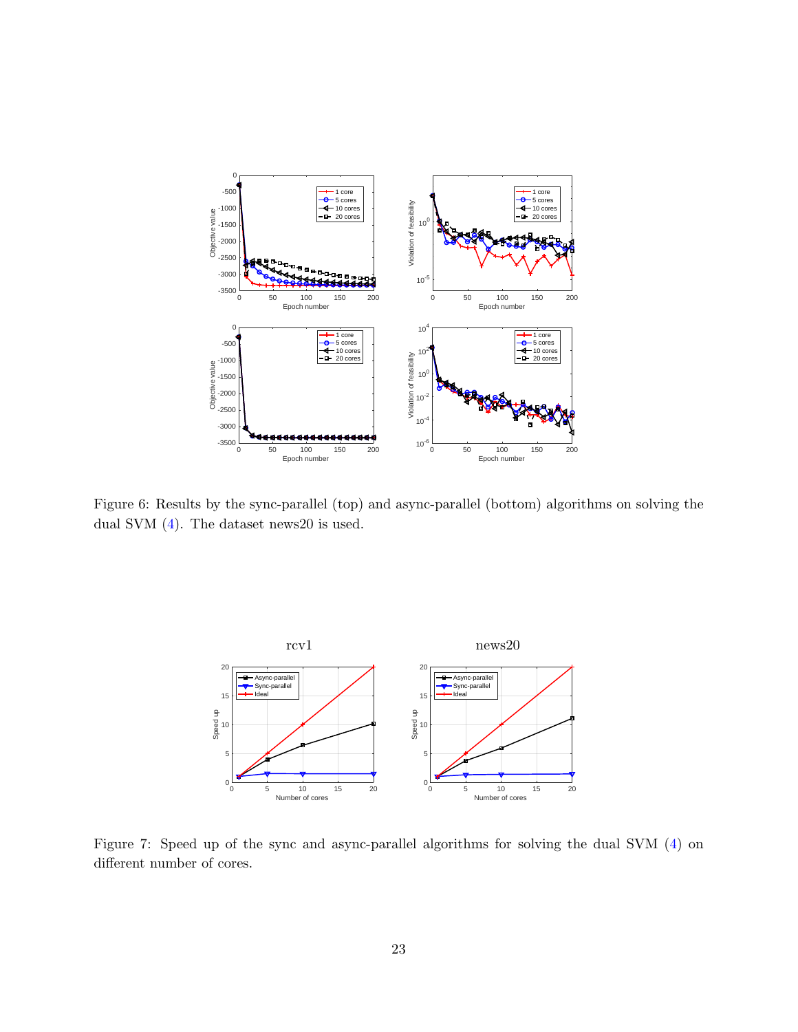Figure 6: Results by the sync-parallel (top) and async-parallel (bottom) algorithms on solving the dual SVM (4). The dataset news20 is used.

Figure 7: Speed up of the sync and async-parallel algorithms for solving the dual SVM (4) on different number of cores.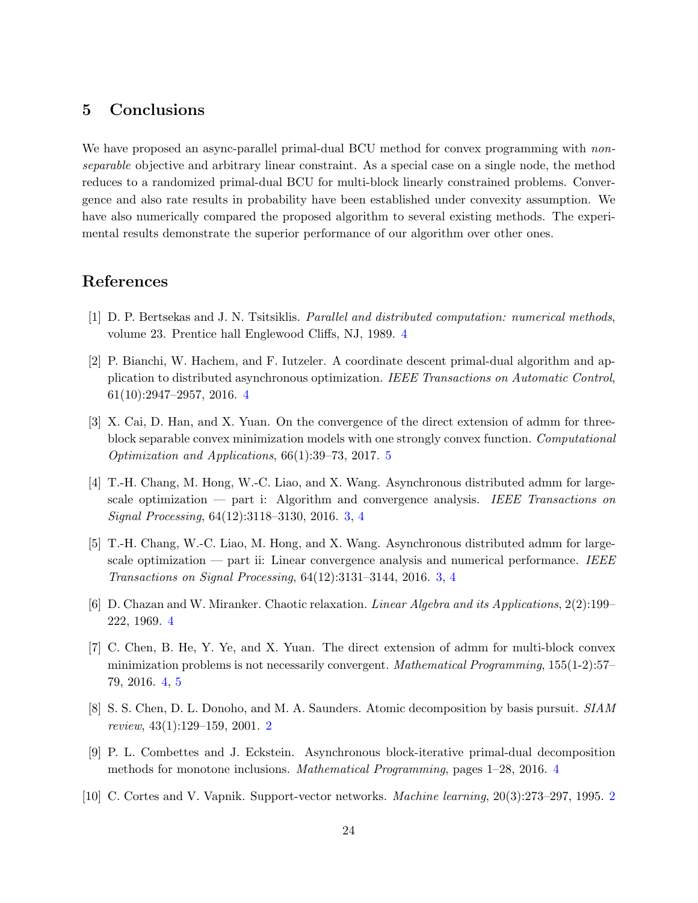## 5 Conclusions

We have proposed an async-parallel primal-dual BCU method for convex programming with *non-separable* objective and arbitrary linear constraint. As a special case on a single node, the method reduces to a randomized primal-dual BCU for multi-block linearly constrained problems. Convergence and also rate results in probability have been established under convexity assumption. We have also numerically compared the proposed algorithm to several existing methods. The experimental results demonstrate the superior performance of our algorithm over other ones.

## References

[1] D. P. Bertsekas and J. N. Tsitsiklis. *Parallel and distributed computation: numerical methods*, volume 23. Prentice hall Englewood Cliffs, NJ, 1989. 4

[2] P. Bianchi, W. Hachem, and F. Iutzeler. A coordinate descent primal-dual algorithm and application to distributed asynchronous optimization. *IEEE Transactions on Automatic Control*, 61(10):2947–2957, 2016. 4

[3] X. Cai, D. Han, and X. Yuan. On the convergence of the direct extension of admm for three-block separable convex minimization models with one strongly convex function. *Computational Optimization and Applications*, 66(1):39–73, 2017. 5

[4] T.-H. Chang, M. Hong, W.-C. Liao, and X. Wang. Asynchronous distributed admm for large-scale optimization — part i: Algorithm and convergence analysis. *IEEE Transactions on Signal Processing*, 64(12):3118–3130, 2016. 3, 4

[5] T.-H. Chang, W.-C. Liao, M. Hong, and X. Wang. Asynchronous distributed admm for large-scale optimization — part ii: Linear convergence analysis and numerical performance. *IEEE Transactions on Signal Processing*, 64(12):3131–3144, 2016. 3, 4

[6] D. Chazan and W. Miranker. Chaotic relaxation. *Linear Algebra and its Applications*, 2(2):199–222, 1969. 4

[7] C. Chen, B. He, Y. Ye, and X. Yuan. The direct extension of admm for multi-block convex minimization problems is not necessarily convergent. *Mathematical Programming*, 155(1-2):57–79, 2016. 4, 5

[8] S. S. Chen, D. L. Donoho, and M. A. Saunders. Atomic decomposition by basis pursuit. *SIAM review*, 43(1):129–159, 2001. 2

[9] P. L. Combettes and J. Eckstein. Asynchronous block-iterative primal-dual decomposition methods for monotone inclusions. *Mathematical Programming*, pages 1–28, 2016. 4

[10] C. Cortes and V. Vapnik. Support-vector networks. *Machine learning*, 20(3):273–297, 1995. 2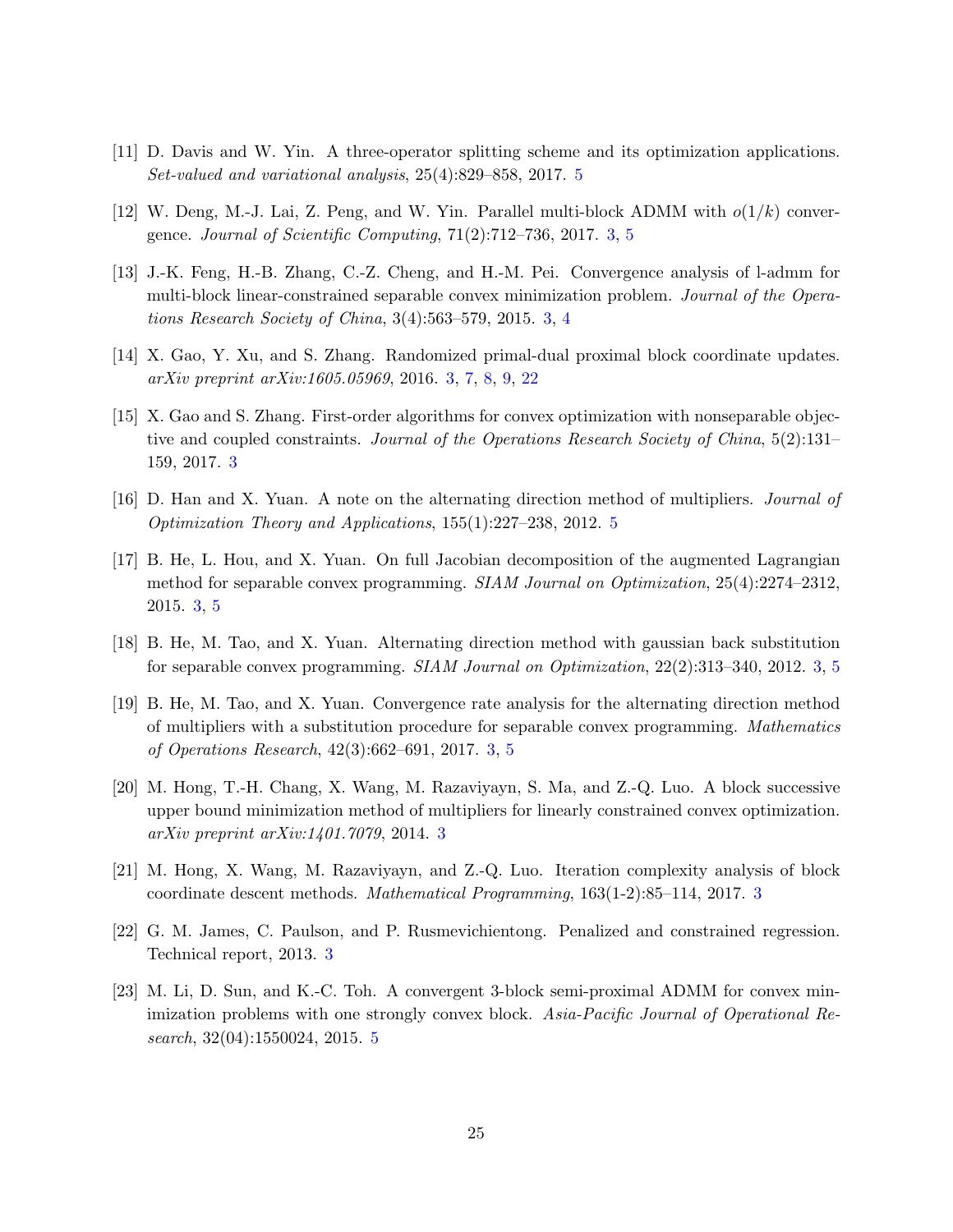[11] D. Davis and W. Yin. A three-operator splitting scheme and its optimization applications. *Set-valued and variational analysis*, 25(4):829–858, 2017. 5

[12] W. Deng, M.-J. Lai, Z. Peng, and W. Yin. Parallel multi-block ADMM with $o(1/k)$ convergence. *Journal of Scientific Computing*, 71(2):712–736, 2017. 3, 5

[13] J.-K. Feng, H.-B. Zhang, C.-Z. Cheng, and H.-M. Pei. Convergence analysis of l-admm for multi-block linear-constrained separable convex minimization problem. *Journal of the Operations Research Society of China*, 3(4):563–579, 2015. 3, 4

[14] X. Gao, Y. Xu, and S. Zhang. Randomized primal-dual proximal block coordinate updates. *arXiv preprint arXiv:1605.05969*, 2016. 3, 7, 8, 9, 22

[15] X. Gao and S. Zhang. First-order algorithms for convex optimization with nonseparable objective and coupled constraints. *Journal of the Operations Research Society of China*, 5(2):131–159, 2017. 3

[16] D. Han and X. Yuan. A note on the alternating direction method of multipliers. *Journal of Optimization Theory and Applications*, 155(1):227–238, 2012. 5

[17] B. He, L. Hou, and X. Yuan. On full Jacobian decomposition of the augmented Lagrangian method for separable convex programming. *SIAM Journal on Optimization*, 25(4):2274–2312, 2015. 3, 5

[18] B. He, M. Tao, and X. Yuan. Alternating direction method with gaussian back substitution for separable convex programming. *SIAM Journal on Optimization*, 22(2):313–340, 2012. 3, 5

[19] B. He, M. Tao, and X. Yuan. Convergence rate analysis for the alternating direction method of multipliers with a substitution procedure for separable convex programming. *Mathematics of Operations Research*, 42(3):662–691, 2017. 3, 5

[20] M. Hong, T.-H. Chang, X. Wang, M. Razaviyayn, S. Ma, and Z.-Q. Luo. A block successive upper bound minimization method of multipliers for linearly constrained convex optimization. *arXiv preprint arXiv:1401.7079*, 2014. 3

[21] M. Hong, X. Wang, M. Razaviyayn, and Z.-Q. Luo. Iteration complexity analysis of block coordinate descent methods. *Mathematical Programming*, 163(1-2):85–114, 2017. 3

[22] G. M. James, C. Paulson, and P. Rusmevichientong. Penalized and constrained regression. Technical report, 2013. 3

[23] M. Li, D. Sun, and K.-C. Toh. A convergent 3-block semi-proximal ADMM for convex minimization problems with one strongly convex block. *Asia-Pacific Journal of Operational Research*, 32(04):1550024, 2015. 5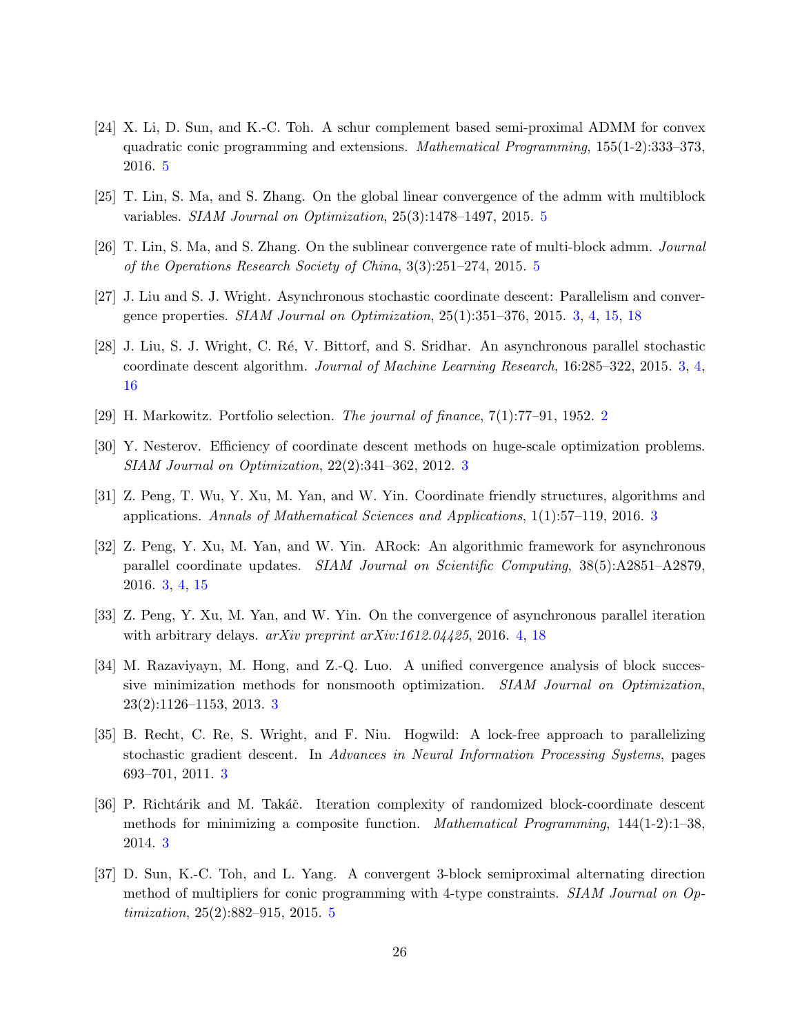[24] X. Li, D. Sun, and K.-C. Toh. A schur complement based semi-proximal ADMM for convex quadratic conic programming and extensions. *Mathematical Programming*, 155(1-2):333–373, 2016. 5

[25] T. Lin, S. Ma, and S. Zhang. On the global linear convergence of the admm with multiblock variables. *SIAM Journal on Optimization*, 25(3):1478–1497, 2015. 5

[26] T. Lin, S. Ma, and S. Zhang. On the sublinear convergence rate of multi-block admm. *Journal of the Operations Research Society of China*, 3(3):251–274, 2015. 5

[27] J. Liu and S. J. Wright. Asynchronous stochastic coordinate descent: Parallelism and convergence properties. *SIAM Journal on Optimization*, 25(1):351–376, 2015. 3, 4, 15, 18

[28] J. Liu, S. J. Wright, C. Ré, V. Bittorf, and S. Sridhar. An asynchronous parallel stochastic coordinate descent algorithm. *Journal of Machine Learning Research*, 16:285–322, 2015. 3, 4, 16

[29] H. Markowitz. Portfolio selection. *The journal of finance*, 7(1):77–91, 1952. 2

[30] Y. Nesterov. Efficiency of coordinate descent methods on huge-scale optimization problems. *SIAM Journal on Optimization*, 22(2):341–362, 2012. 3

[31] Z. Peng, T. Wu, Y. Xu, M. Yan, and W. Yin. Coordinate friendly structures, algorithms and applications. *Annals of Mathematical Sciences and Applications*, 1(1):57–119, 2016. 3

[32] Z. Peng, Y. Xu, M. Yan, and W. Yin. ARock: An algorithmic framework for asynchronous parallel coordinate updates. *SIAM Journal on Scientific Computing*, 38(5):A2851–A2879, 2016. 3, 4, 15

[33] Z. Peng, Y. Xu, M. Yan, and W. Yin. On the convergence of asynchronous parallel iteration with arbitrary delays. *arXiv preprint arXiv:1612.04425*, 2016. 4, 18

[34] M. Razaviyayn, M. Hong, and Z.-Q. Luo. A unified convergence analysis of block successive minimization methods for nonsmooth optimization. *SIAM Journal on Optimization*, 23(2):1126–1153, 2013. 3

[35] B. Recht, C. Re, S. Wright, and F. Niu. Hogwild: A lock-free approach to parallelizing stochastic gradient descent. In *Advances in Neural Information Processing Systems*, pages 693–701, 2011. 3

[36] P. Richtárik and M. Takáč. Iteration complexity of randomized block-coordinate descent methods for minimizing a composite function. *Mathematical Programming*, 144(1-2):1–38, 2014. 3

[37] D. Sun, K.-C. Toh, and L. Yang. A convergent 3-block semiproximal alternating direction method of multipliers for conic programming with 4-type constraints. *SIAM Journal on Optimization*, 25(2):882–915, 2015. 5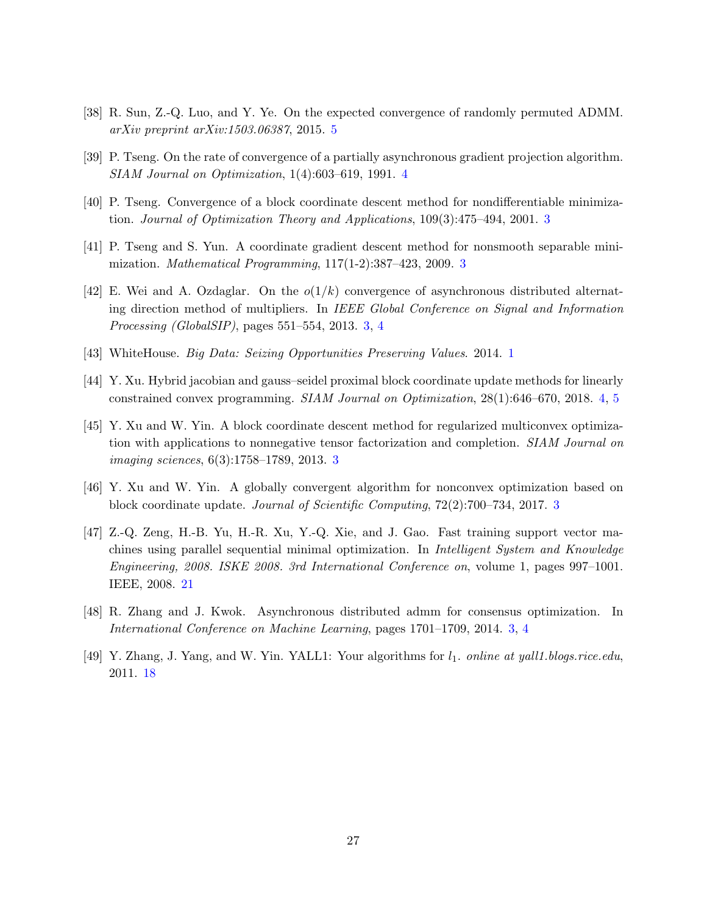[38] R. Sun, Z.-Q. Luo, and Y. Ye. On the expected convergence of randomly permuted ADMM. *arXiv preprint arXiv:1503.06387*, 2015. 5

[39] P. Tseng. On the rate of convergence of a partially asynchronous gradient projection algorithm. *SIAM Journal on Optimization*, 1(4):603–619, 1991. 4

[40] P. Tseng. Convergence of a block coordinate descent method for nondifferentiable minimization. *Journal of Optimization Theory and Applications*, 109(3):475–494, 2001. 3

[41] P. Tseng and S. Yun. A coordinate gradient descent method for nonsmooth separable minimization. *Mathematical Programming*, 117(1-2):387–423, 2009. 3

[42] E. Wei and A. Ozdaglar. On the $o(1/k)$ convergence of asynchronous distributed alternating direction method of multipliers. In *IEEE Global Conference on Signal and Information Processing (GlobalSIP)*, pages 551–554, 2013. 3, 4

[43] WhiteHouse. *Big Data: Seizing Opportunities Preserving Values*. 2014. 1

[44] Y. Xu. Hybrid jacobian and gauss–seidel proximal block coordinate update methods for linearly constrained convex programming. *SIAM Journal on Optimization*, 28(1):646–670, 2018. 4, 5

[45] Y. Xu and W. Yin. A block coordinate descent method for regularized multiconvex optimization with applications to nonnegative tensor factorization and completion. *SIAM Journal on imaging sciences*, 6(3):1758–1789, 2013. 3

[46] Y. Xu and W. Yin. A globally convergent algorithm for nonconvex optimization based on block coordinate update. *Journal of Scientific Computing*, 72(2):700–734, 2017. 3

[47] Z.-Q. Zeng, H.-B. Yu, H.-R. Xu, Y.-Q. Xie, and J. Gao. Fast training support vector machines using parallel sequential minimal optimization. In *Intelligent System and Knowledge Engineering, 2008. ISKE 2008. 3rd International Conference on*, volume 1, pages 997–1001. IEEE, 2008. 21

[48] R. Zhang and J. Kwok. Asynchronous distributed admm for consensus optimization. In *International Conference on Machine Learning*, pages 1701–1709, 2014. 3, 4

[49] Y. Zhang, J. Yang, and W. Yin. YALL1: Your algorithms for $l_1$. *online at yall1.blogs.rice.edu*, 2011. 18